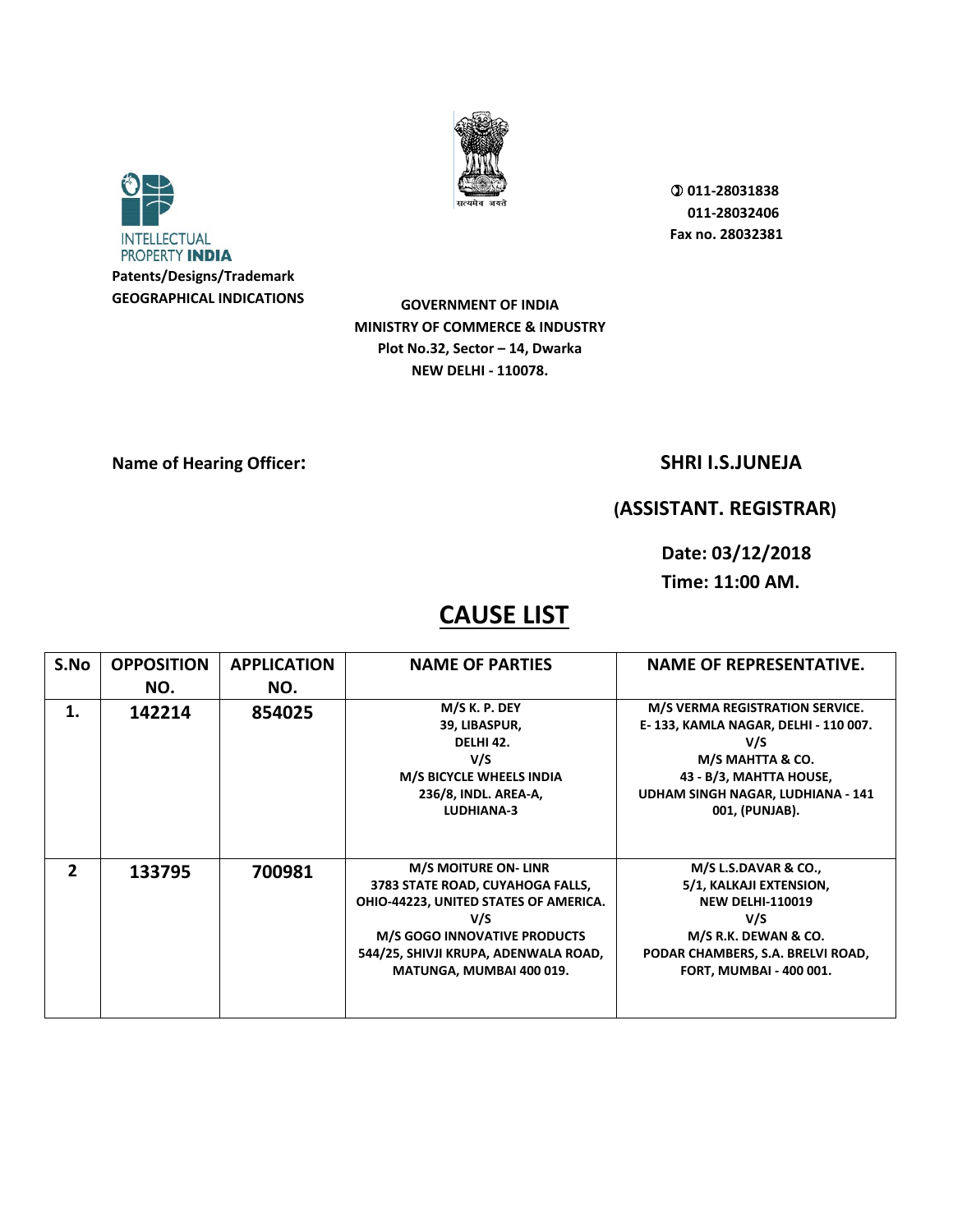INTELLECTUAL PROPERTY **INDIA**

**Patents/Designs/Trademark**
**GEOGRAPHICAL INDICATIONS**

**011-28031838**
**011-28032406**
**Fax no. 28032381**

**GOVERNMENT OF INDIA**
**MINISTRY OF COMMERCE & INDUSTRY**
**Plot No.32, Sector – 14, Dwarka**
**NEW DELHI - 110078.**

**Name of Hearing Officer:** **SHRI I.S.JUNEJA**

**(ASSISTANT. REGISTRAR)**

**Date: 03/12/2018**
**Time: 11:00 AM.**

# CAUSE LIST

| S.No | OPPOSITION NO. | APPLICATION NO. | NAME OF PARTIES | NAME OF REPRESENTATIVE. |
|---|---|---|---|---|
| 1. | 142214 | 854025 | M/S K. P. DEY<br>39, LIBASPUR,<br>DELHI 42.<br>V/S<br>M/S BICYCLE WHEELS INDIA<br>236/8, INDL. AREA-A,<br>LUDHIANA-3 | M/S VERMA REGISTRATION SERVICE.<br>E- 133, KAMLA NAGAR, DELHI - 110 007.<br>V/S<br>M/S MAHTTA & CO.<br>43 - B/3, MAHTTA HOUSE,<br>UDHAM SINGH NAGAR, LUDHIANA - 141 001, (PUNJAB). |
| 2 | 133795 | 700981 | M/S MOITURE ON- LINR<br>3783 STATE ROAD, CUYAHOGA FALLS, OHIO-44223, UNITED STATES OF AMERICA.<br>V/S<br>M/S GOGO INNOVATIVE PRODUCTS<br>544/25, SHIVJI KRUPA, ADENWALA ROAD, MATUNGA, MUMBAI 400 019. | M/S L.S.DAVAR & CO.,<br>5/1, KALKAJI EXTENSION,<br>NEW DELHI-110019<br>V/S<br>M/S R.K. DEWAN & CO.<br>PODAR CHAMBERS, S.A. BRELVI ROAD, FORT, MUMBAI - 400 001. |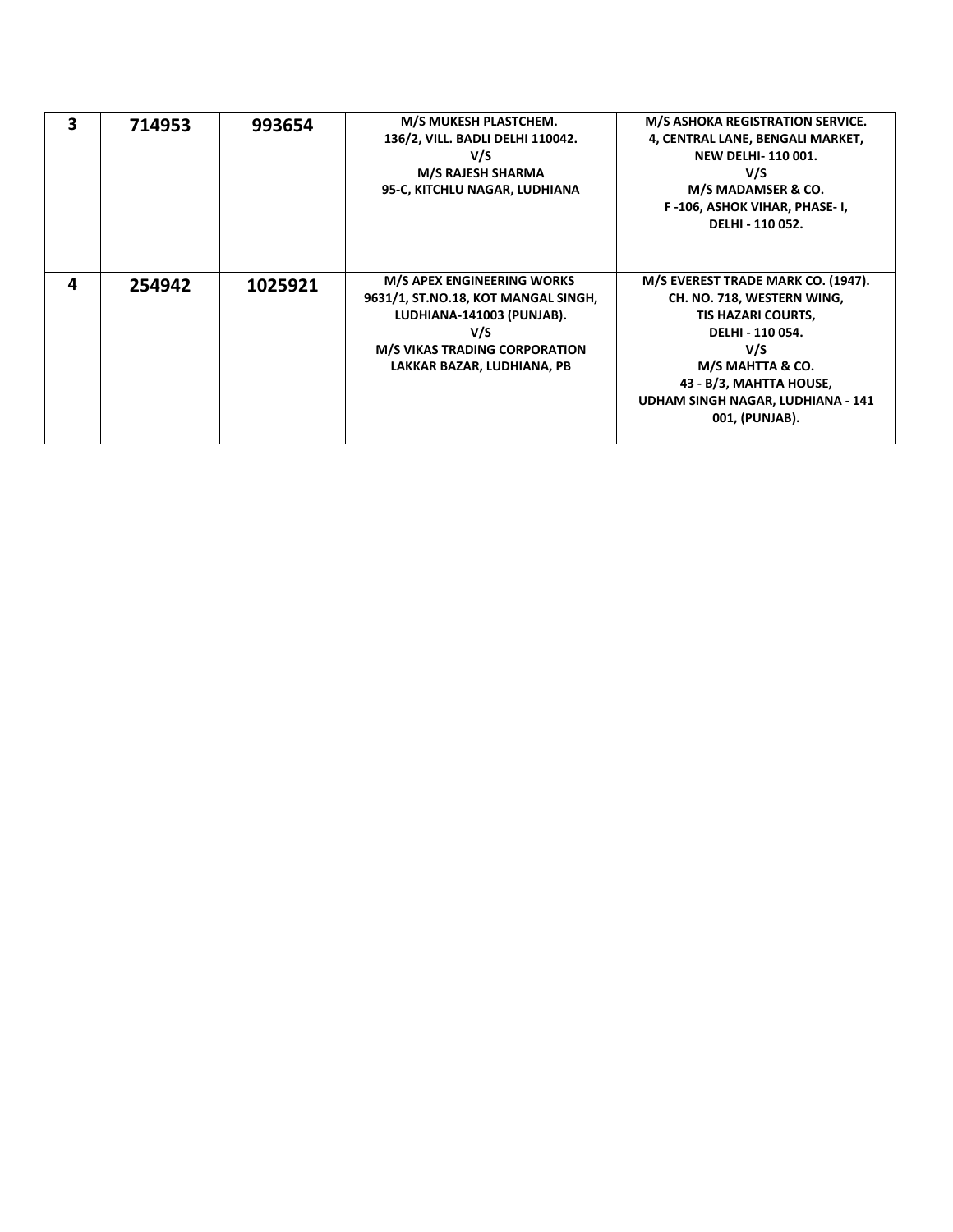| | | | | |
|---|---|---|---|---|
| **3** | **714953** | **993654** | **M/S MUKESH PLASTCHEM.**<br>**136/2, VILL. BADLI DELHI 110042.**<br>**V/S**<br>**M/S RAJESH SHARMA**<br>**95-C, KITCHLU NAGAR, LUDHIANA** | **M/S ASHOKA REGISTRATION SERVICE.**<br>**4, CENTRAL LANE, BENGALI MARKET,**<br>**NEW DELHI- 110 001.**<br>**V/S**<br>**M/S MADAMSER & CO.**<br>**F -106, ASHOK VIHAR, PHASE- I,**<br>**DELHI - 110 052.** |
| **4** | **254942** | **1025921** | **M/S APEX ENGINEERING WORKS**<br>**9631/1, ST.NO.18, KOT MANGAL SINGH,**<br>**LUDHIANA-141003 (PUNJAB).**<br>**V/S**<br>**M/S VIKAS TRADING CORPORATION**<br>**LAKKAR BAZAR, LUDHIANA, PB** | **M/S EVEREST TRADE MARK CO. (1947).**<br>**CH. NO. 718, WESTERN WING,**<br>**TIS HAZARI COURTS,**<br>**DELHI - 110 054.**<br>**V/S**<br>**M/S MAHTTA & CO.**<br>**43 - B/3, MAHTTA HOUSE,**<br>**UDHAM SINGH NAGAR, LUDHIANA - 141 001, (PUNJAB).** |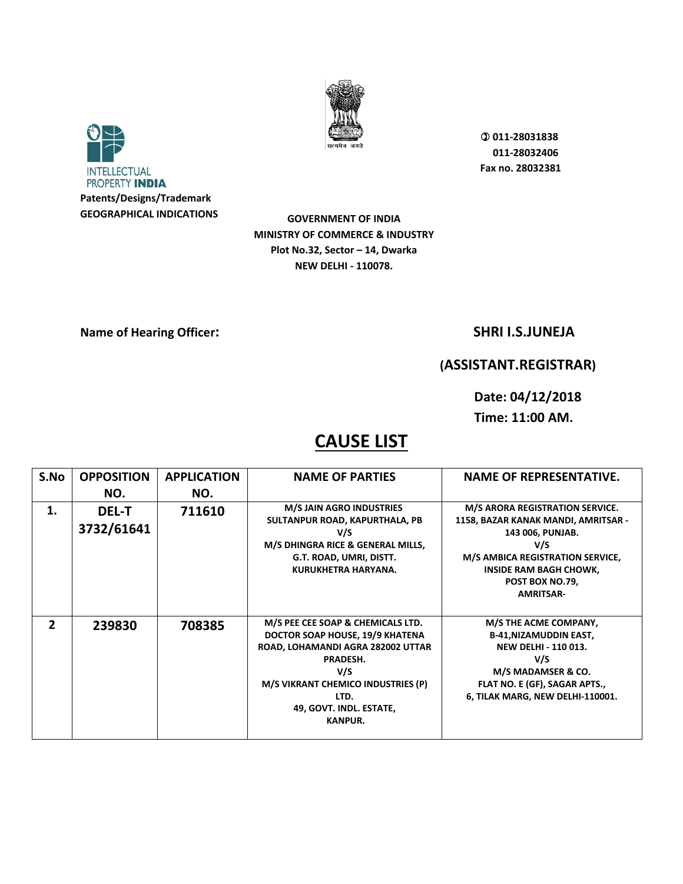INTELLECTUAL PROPERTY **INDIA**

**Patents/Designs/Trademark**
**GEOGRAPHICAL INDICATIONS**

सत्यमेव जयते

**011-28031838**
**011-28032406**
**Fax no. 28032381**

**GOVERNMENT OF INDIA**
**MINISTRY OF COMMERCE & INDUSTRY**
**Plot No.32, Sector – 14, Dwarka**
**NEW DELHI - 110078.**

**Name of Hearing Officer:** **SHRI I.S.JUNEJA**

**(ASSISTANT.REGISTRAR)**

**Date: 04/12/2018**
**Time: 11:00 AM.**

# CAUSE LIST

| S.No | OPPOSITION NO. | APPLICATION NO. | NAME OF PARTIES | NAME OF REPRESENTATIVE. |
|---|---|---|---|---|
| 1. | DEL-T 3732/61641 | 711610 | M/S JAIN AGRO INDUSTRIES SULTANPUR ROAD, KAPURTHALA, PB V/S M/S DHINGRA RICE & GENERAL MILLS, G.T. ROAD, UMRI, DISTT. KURUKHETRA HARYANA. | M/S ARORA REGISTRATION SERVICE. 1158, BAZAR KANAK MANDI, AMRITSAR - 143 006, PUNJAB. V/S M/S AMBICA REGISTRATION SERVICE, INSIDE RAM BAGH CHOWK, POST BOX NO.79, AMRITSAR- |
| 2 | 239830 | 708385 | M/S PEE CEE SOAP & CHEMICALS LTD. DOCTOR SOAP HOUSE, 19/9 KHATENA ROAD, LOHAMANDI AGRA 282002 UTTAR PRADESH. V/S M/S VIKRANT CHEMICO INDUSTRIES (P) LTD. 49, GOVT. INDL. ESTATE, KANPUR. | M/S THE ACME COMPANY, B-41,NIZAMUDDIN EAST, NEW DELHI - 110 013. V/S M/S MADAMSER & CO. FLAT NO. E (GF), SAGAR APTS., 6, TILAK MARG, NEW DELHI-110001. |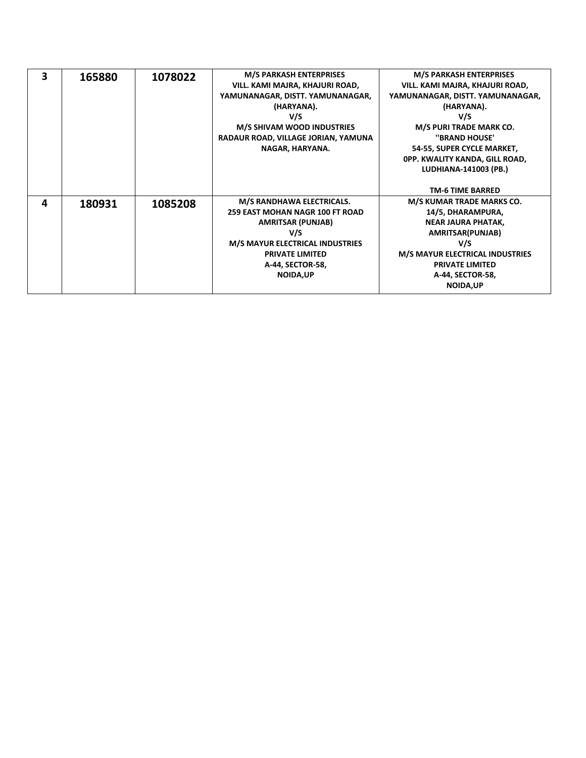| | | | | |
|---|---|---|---|---|
| **3** | **165880** | **1078022** | **M/S PARKASH ENTERPRISES**<br>**VILL. KAMI MAJRA, KHAJURI ROAD,**<br>**YAMUNANAGAR, DISTT. YAMUNANAGAR,**<br>**(HARYANA).**<br>**V/S**<br>**M/S SHIVAM WOOD INDUSTRIES**<br>**RADAUR ROAD, VILLAGE JORIAN, YAMUNA NAGAR, HARYANA.** | **M/S PARKASH ENTERPRISES**<br>**VILL. KAMI MAJRA, KHAJURI ROAD,**<br>**YAMUNANAGAR, DISTT. YAMUNANAGAR,**<br>**(HARYANA).**<br>**V/S**<br>**M/S PURI TRADE MARK CO.**<br>**''BRAND HOUSE'**<br>**54-55, SUPER CYCLE MARKET,**<br>**0PP. KWALITY KANDA, GILL ROAD,**<br>**LUDHIANA-141003 (PB.)**<br><br>**TM-6 TIME BARRED** |
| **4** | **180931** | **1085208** | **M/S RANDHAWA ELECTRICALS.**<br>**259 EAST MOHAN NAGR 100 FT ROAD**<br>**AMRITSAR (PUNJAB)**<br>**V/S**<br>**M/S MAYUR ELECTRICAL INDUSTRIES**<br>**PRIVATE LIMITED**<br>**A-44, SECTOR-58,**<br>**NOIDA,UP** | **M/S KUMAR TRADE MARKS CO.**<br>**14/5, DHARAMPURA,**<br>**NEAR JAURA PHATAK,**<br>**AMRITSAR(PUNJAB)**<br>**V/S**<br>**M/S MAYUR ELECTRICAL INDUSTRIES**<br>**PRIVATE LIMITED**<br>**A-44, SECTOR-58,**<br>**NOIDA,UP** |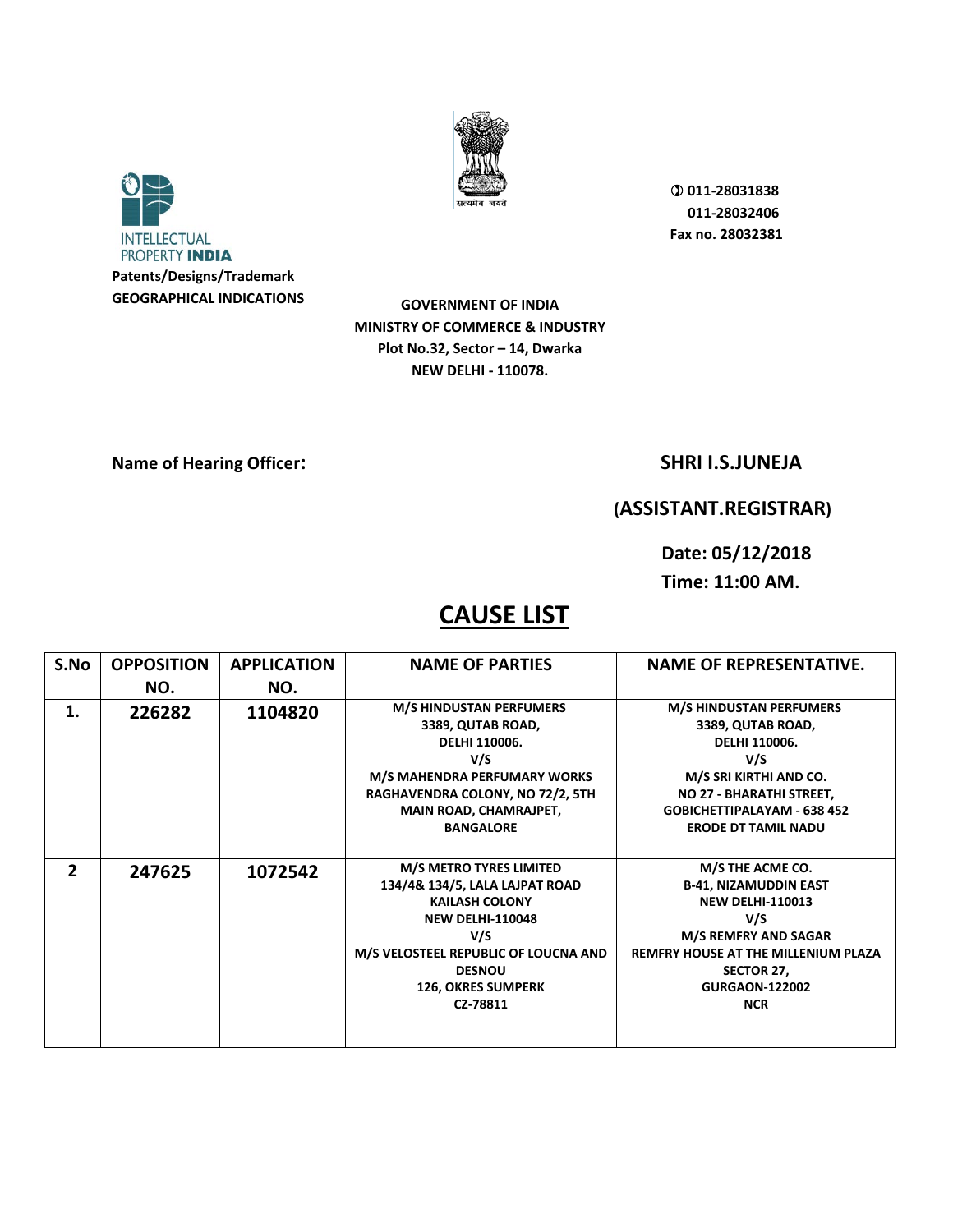INTELLECTUAL PROPERTY **INDIA**

**Patents/Designs/Trademark**
**GEOGRAPHICAL INDICATIONS**

सत्यमेव जयते

**011-28031838**
**011-28032406**
**Fax no. 28032381**

**GOVERNMENT OF INDIA**
**MINISTRY OF COMMERCE & INDUSTRY**
**Plot No.32, Sector – 14, Dwarka**
**NEW DELHI - 110078.**

**Name of Hearing Officer:** **SHRI I.S.JUNEJA**

**(ASSISTANT.REGISTRAR)**

**Date: 05/12/2018**

**Time: 11:00 AM.**

# CAUSE LIST

| S.No | OPPOSITION NO. | APPLICATION NO. | NAME OF PARTIES | NAME OF REPRESENTATIVE. |
|---|---|---|---|---|
| 1. | 226282 | 1104820 | M/S HINDUSTAN PERFUMERS 3389, QUTAB ROAD, DELHI 110006. V/S M/S MAHENDRA PERFUMARY WORKS RAGHAVENDRA COLONY, NO 72/2, 5TH MAIN ROAD, CHAMRAJPET, BANGALORE | M/S HINDUSTAN PERFUMERS 3389, QUTAB ROAD, DELHI 110006. V/S M/S SRI KIRTHI AND CO. NO 27 - BHARATHI STREET, GOBICHETTIPALAYAM - 638 452 ERODE DT TAMIL NADU |
| 2 | 247625 | 1072542 | M/S METRO TYRES LIMITED 134/4& 134/5, LALA LAJPAT ROAD KAILASH COLONY NEW DELHI-110048 V/S M/S VELOSTEEL REPUBLIC OF LOUCNA AND DESNOU 126, OKRES SUMPERK CZ-78811 | M/S THE ACME CO. B-41, NIZAMUDDIN EAST NEW DELHI-110013 V/S M/S REMFRY AND SAGAR REMFRY HOUSE AT THE MILLENIUM PLAZA SECTOR 27, GURGAON-122002 NCR |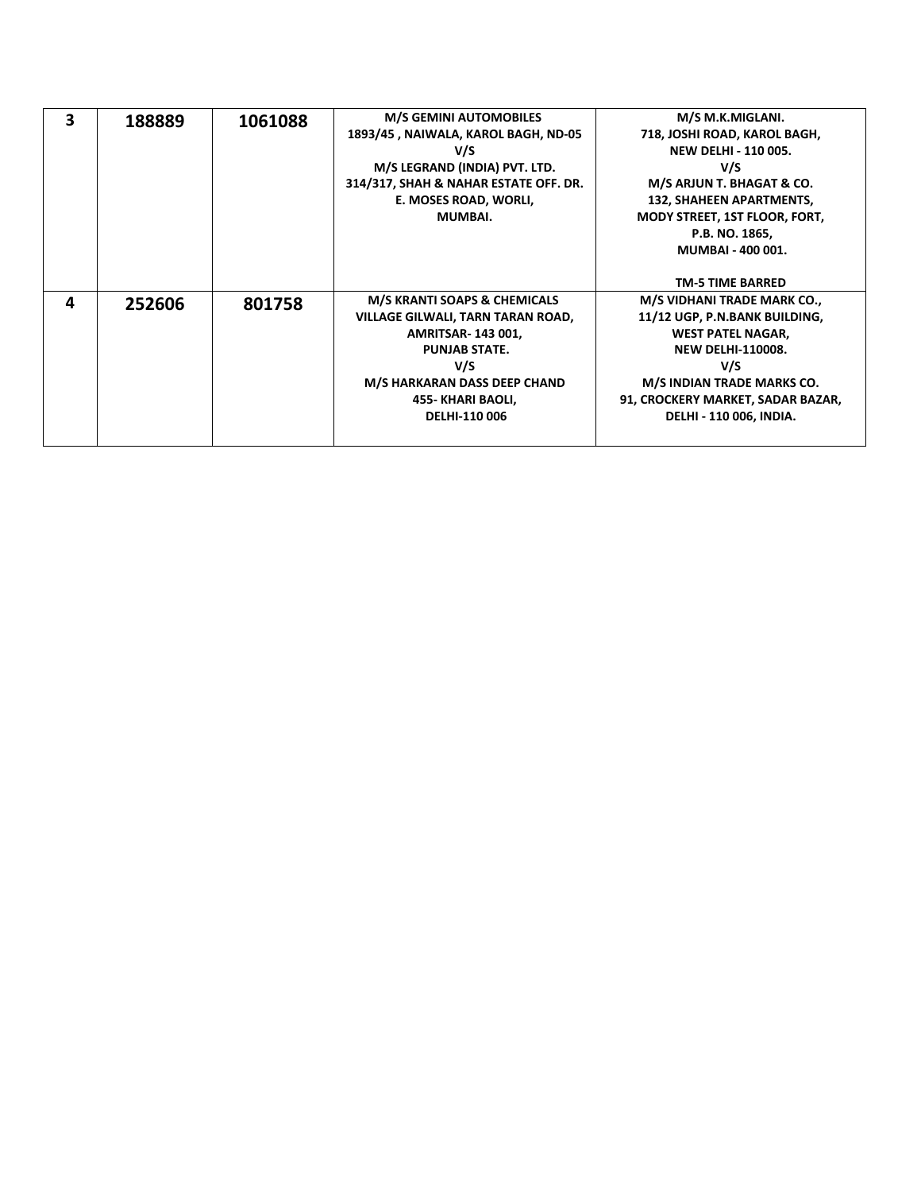| 3 | 188889 | 1061088 | M/S GEMINI AUTOMOBILES<br>1893/45 , NAIWALA, KAROL BAGH, ND-05<br>V/S<br>M/S LEGRAND (INDIA) PVT. LTD.<br>314/317, SHAH & NAHAR ESTATE OFF. DR. E. MOSES ROAD, WORLI,<br>MUMBAI. | M/S M.K.MIGLANI.<br>718, JOSHI ROAD, KAROL BAGH,<br>NEW DELHI - 110 005.<br>V/S<br>M/S ARJUN T. BHAGAT & CO.<br>132, SHAHEEN APARTMENTS,<br>MODY STREET, 1ST FLOOR, FORT,<br>P.B. NO. 1865,<br>MUMBAI - 400 001.<br><br>TM-5 TIME BARRED |
|---|---|---|---|---|
| 4 | 252606 | 801758 | M/S KRANTI SOAPS & CHEMICALS<br>VILLAGE GILWALI, TARN TARAN ROAD,<br>AMRITSAR- 143 001,<br>PUNJAB STATE.<br>V/S<br>M/S HARKARAN DASS DEEP CHAND<br>455- KHARI BAOLI,<br>DELHI-110 006 | M/S VIDHANI TRADE MARK CO.,<br>11/12 UGP, P.N.BANK BUILDING,<br>WEST PATEL NAGAR,<br>NEW DELHI-110008.<br>V/S<br>M/S INDIAN TRADE MARKS CO.<br>91, CROCKERY MARKET, SADAR BAZAR,<br>DELHI - 110 006, INDIA. |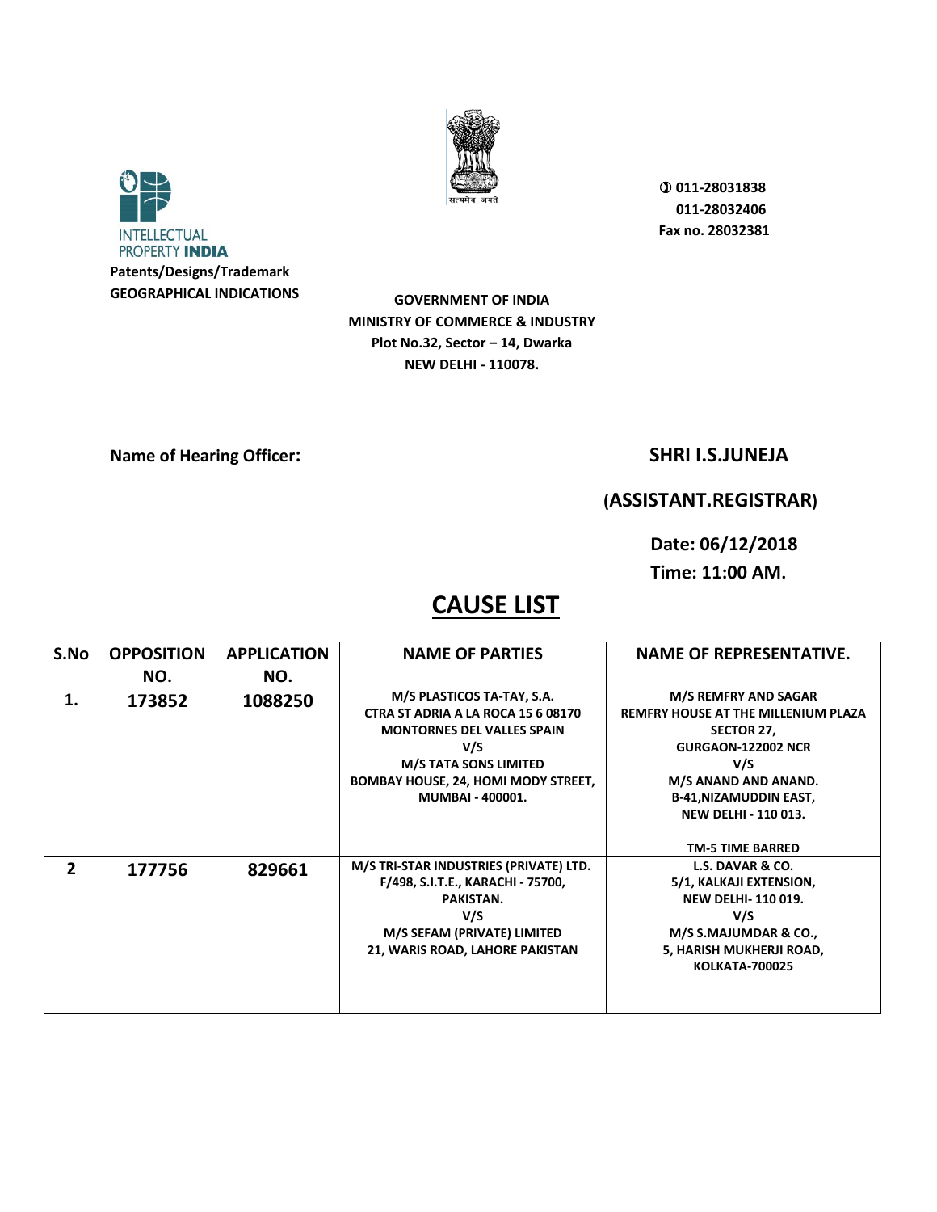INTELLECTUAL PROPERTY **INDIA**

**Patents/Designs/Trademark**
**GEOGRAPHICAL INDICATIONS**

सत्यमेव जयते

**011-28031838**
**011-28032406**
**Fax no. 28032381**

**GOVERNMENT OF INDIA**
**MINISTRY OF COMMERCE & INDUSTRY**
**Plot No.32, Sector – 14, Dwarka**
**NEW DELHI - 110078.**

**Name of Hearing Officer:** **SHRI I.S.JUNEJA**

**(ASSISTANT.REGISTRAR)**

**Date: 06/12/2018**
**Time: 11:00 AM.**

# CAUSE LIST

| S.No | OPPOSITION NO. | APPLICATION NO. | NAME OF PARTIES | NAME OF REPRESENTATIVE. |
|---|---|---|---|---|
| 1. | 173852 | 1088250 | M/S PLASTICOS TA-TAY, S.A. CTRA ST ADRIA A LA ROCA 15 6 08170 MONTORNES DEL VALLES SPAIN V/S M/S TATA SONS LIMITED BOMBAY HOUSE, 24, HOMI MODY STREET, MUMBAI - 400001. | M/S REMFRY AND SAGAR REMFRY HOUSE AT THE MILLENIUM PLAZA SECTOR 27, GURGAON-122002 NCR V/S M/S ANAND AND ANAND. B-41,NIZAMUDDIN EAST, NEW DELHI - 110 013. TM-5 TIME BARRED |
| 2 | 177756 | 829661 | M/S TRI-STAR INDUSTRIES (PRIVATE) LTD. F/498, S.I.T.E., KARACHI - 75700, PAKISTAN. V/S M/S SEFAM (PRIVATE) LIMITED 21, WARIS ROAD, LAHORE PAKISTAN | L.S. DAVAR & CO. 5/1, KALKAJI EXTENSION, NEW DELHI- 110 019. V/S M/S S.MAJUMDAR & CO., 5, HARISH MUKHERJI ROAD, KOLKATA-700025 |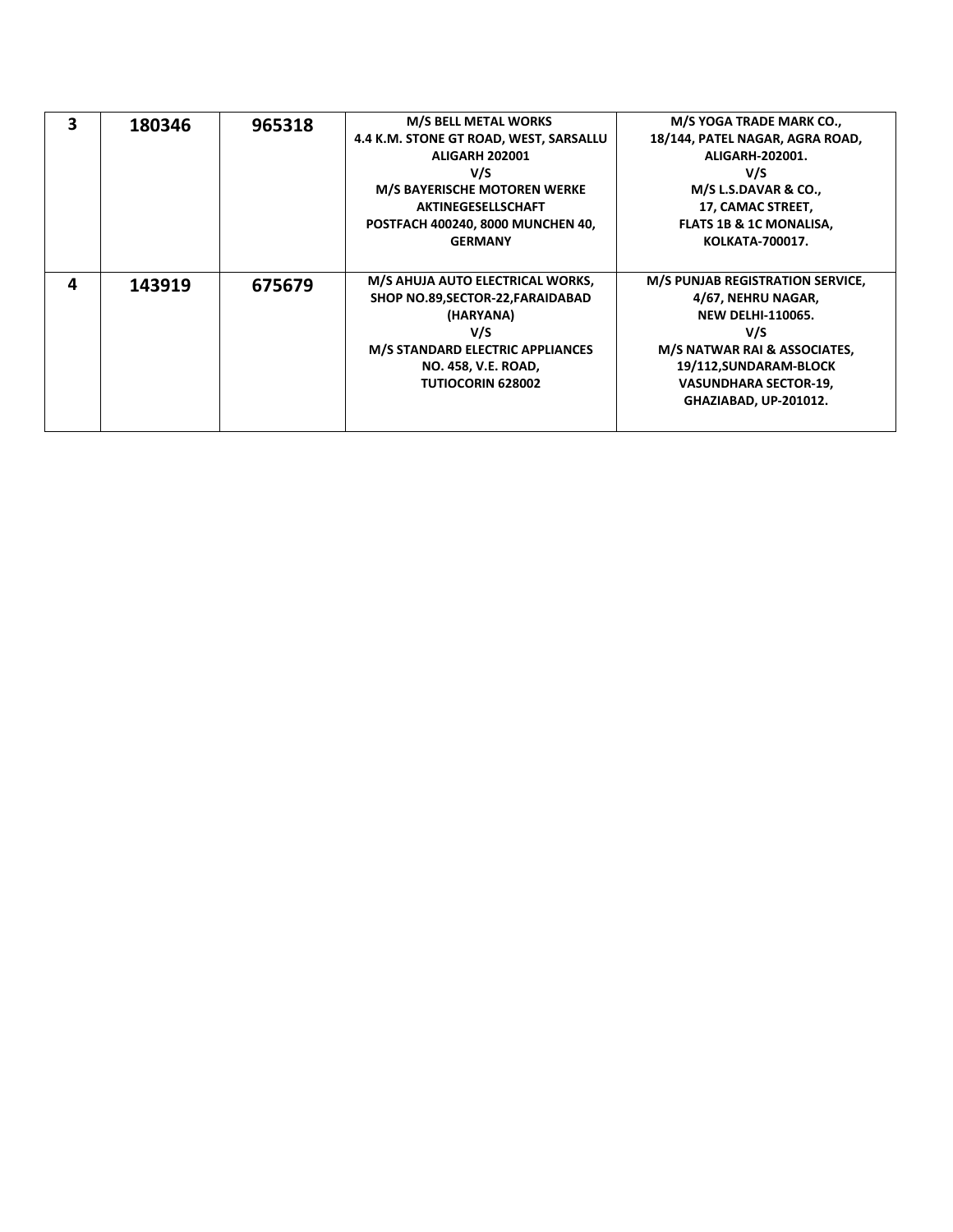| | | | | |
|---|---|---|---|---|
| **3** | **180346** | **965318** | **M/S BELL METAL WORKS**<br>**4.4 K.M. STONE GT ROAD, WEST, SARSALLU**<br>**ALIGARH 202001**<br>**V/S**<br>**M/S BAYERISCHE MOTOREN WERKE**<br>**AKTINEGESELLSCHAFT**<br>**POSTFACH 400240, 8000 MUNCHEN 40,**<br>**GERMANY** | **M/S YOGA TRADE MARK CO.,**<br>**18/144, PATEL NAGAR, AGRA ROAD,**<br>**ALIGARH-202001.**<br>**V/S**<br>**M/S L.S.DAVAR & CO.,**<br>**17, CAMAC STREET,**<br>**FLATS 1B & 1C MONALISA,**<br>**KOLKATA-700017.** |
| **4** | **143919** | **675679** | **M/S AHUJA AUTO ELECTRICAL WORKS,**<br>**SHOP NO.89,SECTOR-22,FARAIDABAD**<br>**(HARYANA)**<br>**V/S**<br>**M/S STANDARD ELECTRIC APPLIANCES**<br>**NO. 458, V.E. ROAD,**<br>**TUTIOCORIN 628002** | **M/S PUNJAB REGISTRATION SERVICE,**<br>**4/67, NEHRU NAGAR,**<br>**NEW DELHI-110065.**<br>**V/S**<br>**M/S NATWAR RAI & ASSOCIATES,**<br>**19/112,SUNDARAM-BLOCK**<br>**VASUNDHARA SECTOR-19,**<br>**GHAZIABAD, UP-201012.** |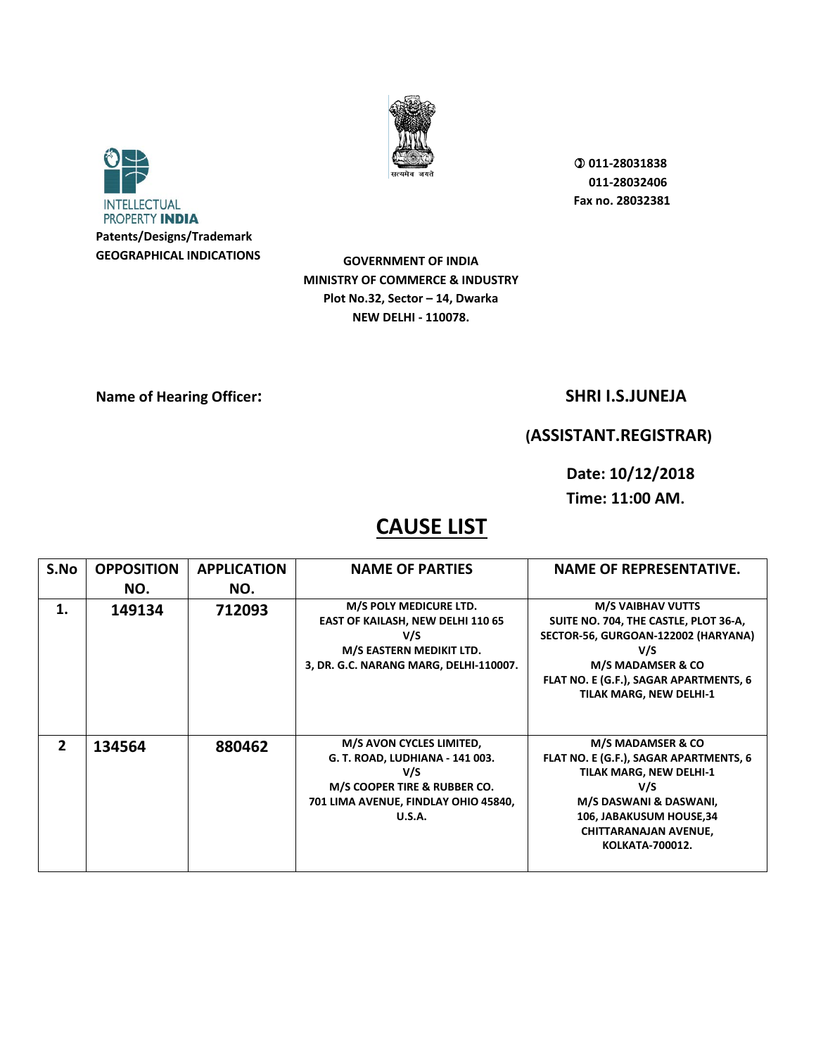INTELLECTUAL PROPERTY **INDIA**

**Patents/Designs/Trademark**
**GEOGRAPHICAL INDICATIONS**

सत्यमेव जयते

**✆ 011-28031838**
**011-28032406**
**Fax no. 28032381**

**GOVERNMENT OF INDIA**
**MINISTRY OF COMMERCE & INDUSTRY**
**Plot No.32, Sector – 14, Dwarka**
**NEW DELHI - 110078.**

**Name of Hearing Officer:** **SHRI I.S.JUNEJA**

**(ASSISTANT.REGISTRAR)**

**Date: 10/12/2018**
**Time: 11:00 AM.**

# CAUSE LIST

| S.No | OPPOSITION NO. | APPLICATION NO. | NAME OF PARTIES | NAME OF REPRESENTATIVE. |
|---|---|---|---|---|
| 1. | 149134 | 712093 | M/S POLY MEDICURE LTD. EAST OF KAILASH, NEW DELHI 110 65 V/S M/S EASTERN MEDIKIT LTD. 3, DR. G.C. NARANG MARG, DELHI-110007. | M/S VAIBHAV VUTTS SUITE NO. 704, THE CASTLE, PLOT 36-A, SECTOR-56, GURGOAN-122002 (HARYANA) V/S M/S MADAMSER & CO FLAT NO. E (G.F.), SAGAR APARTMENTS, 6 TILAK MARG, NEW DELHI-1 |
| 2 | 134564 | 880462 | M/S AVON CYCLES LIMITED, G. T. ROAD, LUDHIANA - 141 003. V/S M/S COOPER TIRE & RUBBER CO. 701 LIMA AVENUE, FINDLAY OHIO 45840, U.S.A. | M/S MADAMSER & CO FLAT NO. E (G.F.), SAGAR APARTMENTS, 6 TILAK MARG, NEW DELHI-1 V/S M/S DASWANI & DASWANI, 106, JABAKUSUM HOUSE,34 CHITTARANAJAN AVENUE, KOLKATA-700012. |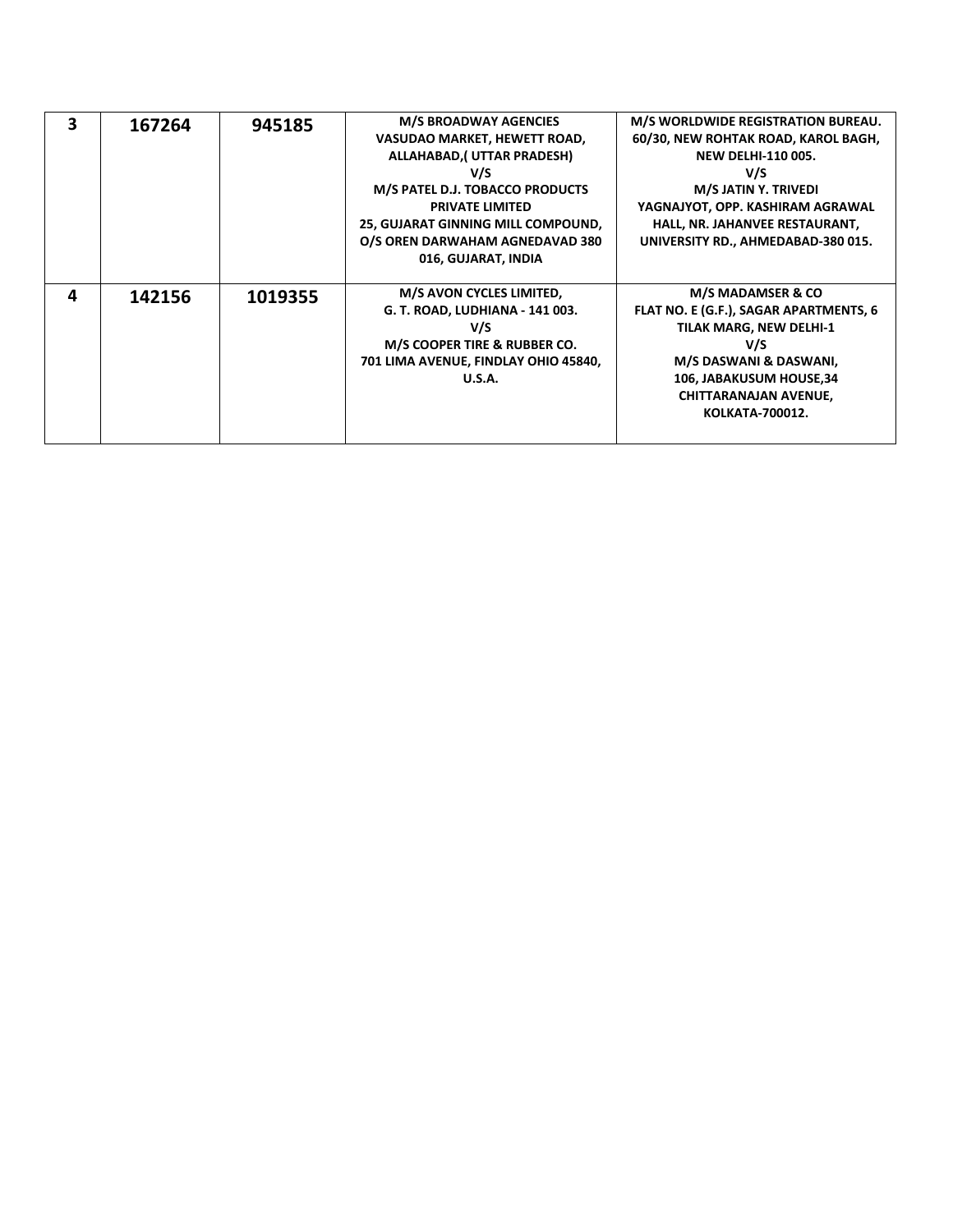| | | | | |
|---|---|---|---|---|
| **3** | **167264** | **945185** | **M/S BROADWAY AGENCIES VASUDAO MARKET, HEWETT ROAD, ALLAHABAD,( UTTAR PRADESH) V/S M/S PATEL D.J. TOBACCO PRODUCTS PRIVATE LIMITED 25, GUJARAT GINNING MILL COMPOUND, O/S OREN DARWAHAM AGNEDAVAD 380 016, GUJARAT, INDIA** | **M/S WORLDWIDE REGISTRATION BUREAU. 60/30, NEW ROHTAK ROAD, KAROL BAGH, NEW DELHI-110 005. V/S M/S JATIN Y. TRIVEDI YAGNAJYOT, OPP. KASHIRAM AGRAWAL HALL, NR. JAHANVEE RESTAURANT, UNIVERSITY RD., AHMEDABAD-380 015.** |
| **4** | **142156** | **1019355** | **M/S AVON CYCLES LIMITED, G. T. ROAD, LUDHIANA - 141 003. V/S M/S COOPER TIRE & RUBBER CO. 701 LIMA AVENUE, FINDLAY OHIO 45840, U.S.A.** | **M/S MADAMSER & CO FLAT NO. E (G.F.), SAGAR APARTMENTS, 6 TILAK MARG, NEW DELHI-1 V/S M/S DASWANI & DASWANI, 106, JABAKUSUM HOUSE,34 CHITTARANAJAN AVENUE, KOLKATA-700012.** |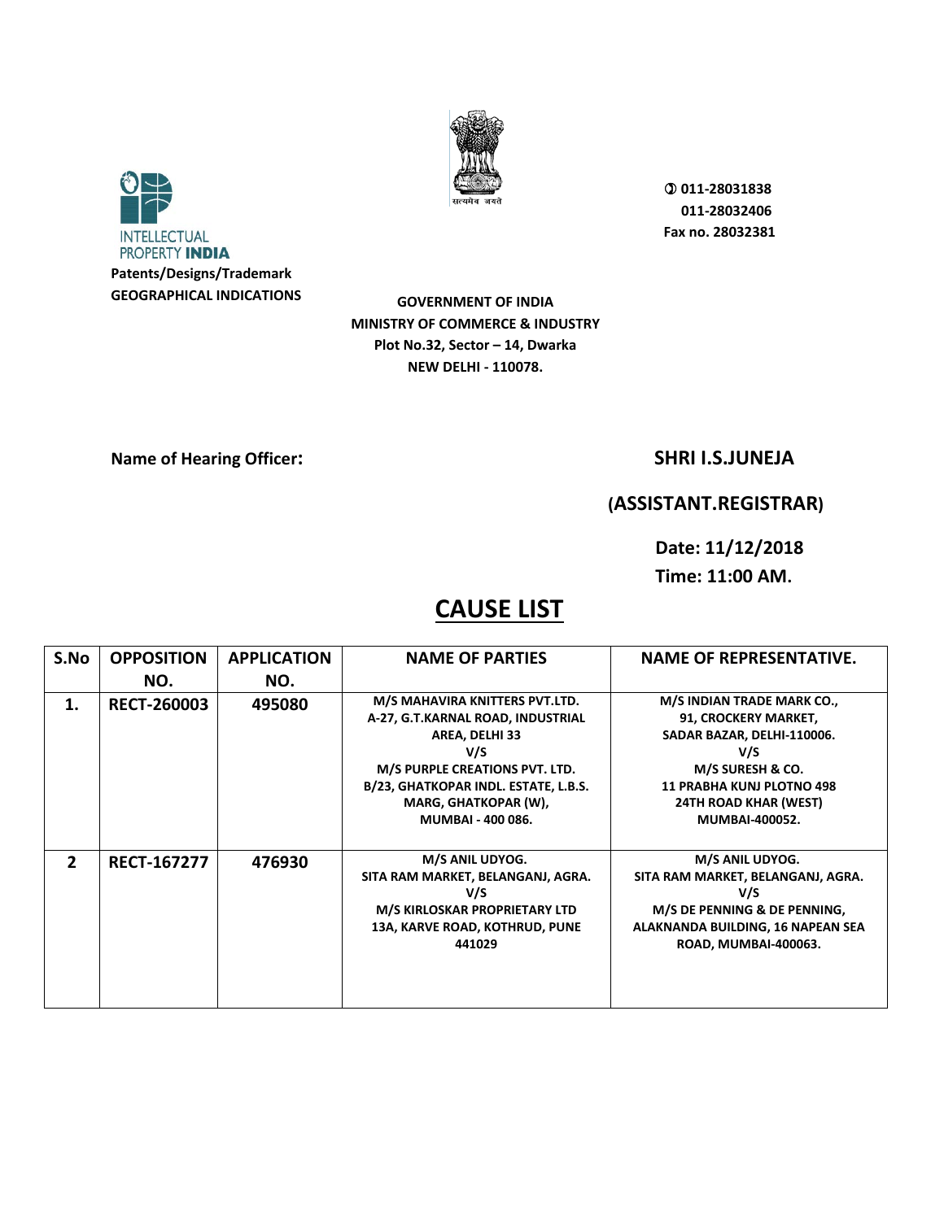INTELLECTUAL PROPERTY **INDIA**

**Patents/Designs/Trademark**
**GEOGRAPHICAL INDICATIONS**

सत्यमेव जयते

**011-28031838**
**011-28032406**
**Fax no. 28032381**

**GOVERNMENT OF INDIA**
**MINISTRY OF COMMERCE & INDUSTRY**
**Plot No.32, Sector – 14, Dwarka**
**NEW DELHI - 110078.**

**Name of Hearing Officer:** **SHRI I.S.JUNEJA**

**(ASSISTANT.REGISTRAR)**

**Date: 11/12/2018**
**Time: 11:00 AM.**

# CAUSE LIST

| S.No | OPPOSITION NO. | APPLICATION NO. | NAME OF PARTIES | NAME OF REPRESENTATIVE. |
|---|---|---|---|---|
| 1. | RECT-260003 | 495080 | M/S MAHAVIRA KNITTERS PVT.LTD. A-27, G.T.KARNAL ROAD, INDUSTRIAL AREA, DELHI 33 V/S M/S PURPLE CREATIONS PVT. LTD. B/23, GHATKOPAR INDL. ESTATE, L.B.S. MARG, GHATKOPAR (W), MUMBAI - 400 086. | M/S INDIAN TRADE MARK CO., 91, CROCKERY MARKET, SADAR BAZAR, DELHI-110006. V/S M/S SURESH & CO. 11 PRABHA KUNJ PLOTNO 498 24TH ROAD KHAR (WEST) MUMBAI-400052. |
| 2 | RECT-167277 | 476930 | M/S ANIL UDYOG. SITA RAM MARKET, BELANGANJ, AGRA. V/S M/S KIRLOSKAR PROPRIETARY LTD 13A, KARVE ROAD, KOTHRUD, PUNE 441029 | M/S ANIL UDYOG. SITA RAM MARKET, BELANGANJ, AGRA. V/S M/S DE PENNING & DE PENNING, ALAKNANDA BUILDING, 16 NAPEAN SEA ROAD, MUMBAI-400063. |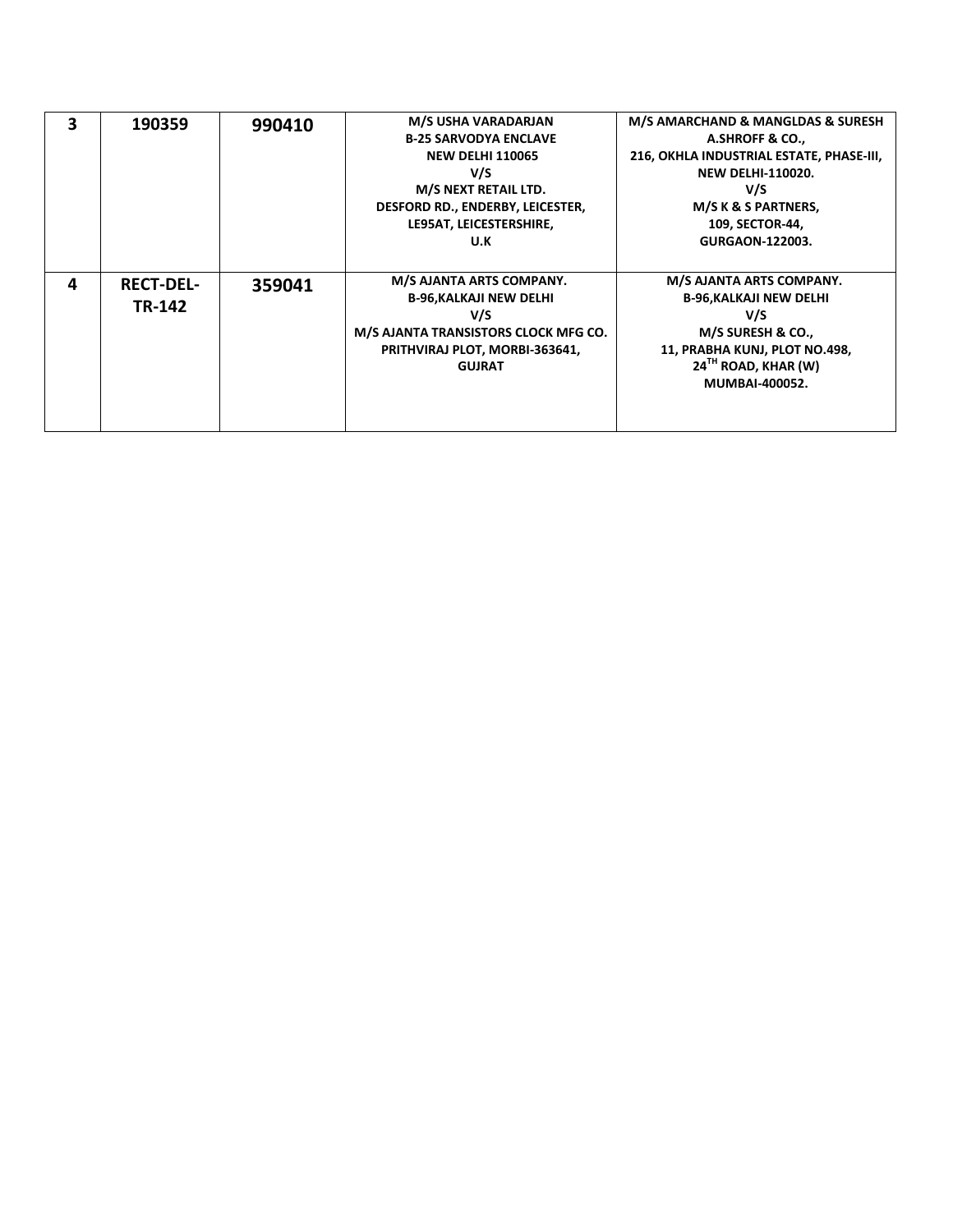| | | | | |
|---|---|---|---|---|
| **3** | **190359** | **990410** | **M/S USHA VARADARJAN**<br>**B-25 SARVODYA ENCLAVE**<br>**NEW DELHI 110065**<br>**V/S**<br>**M/S NEXT RETAIL LTD.**<br>**DESFORD RD., ENDERBY, LEICESTER,**<br>**LE95AT, LEICESTERSHIRE,**<br>**U.K** | **M/S AMARCHAND & MANGLDAS & SURESH A.SHROFF & CO.,**<br>**216, OKHLA INDUSTRIAL ESTATE, PHASE-III,**<br>**NEW DELHI-110020.**<br>**V/S**<br>**M/S K & S PARTNERS,**<br>**109, SECTOR-44,**<br>**GURGAON-122003.** |
| **4** | **RECT-DEL-TR-142** | **359041** | **M/S AJANTA ARTS COMPANY.**<br>**B-96,KALKAJI NEW DELHI**<br>**V/S**<br>**M/S AJANTA TRANSISTORS CLOCK MFG CO.**<br>**PRITHVIRAJ PLOT, MORBI-363641,**<br>**GUJRAT** | **M/S AJANTA ARTS COMPANY.**<br>**B-96,KALKAJI NEW DELHI**<br>**V/S**<br>**M/S SURESH & CO.,**<br>**11, PRABHA KUNJ, PLOT NO.498,**<br>**24TH ROAD, KHAR (W)**<br>**MUMBAI-400052.** |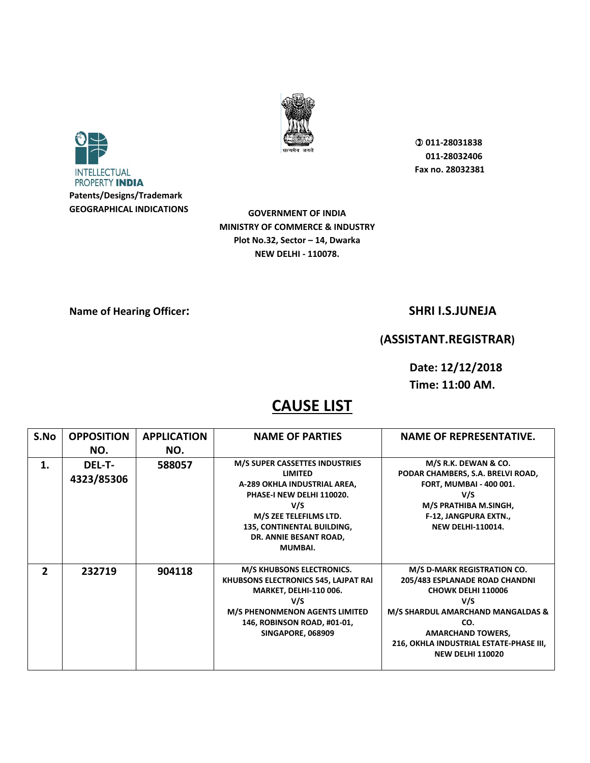INTELLECTUAL PROPERTY **INDIA**

**Patents/Designs/Trademark**
**GEOGRAPHICAL INDICATIONS**

**011-28031838**
**011-28032406**
**Fax no. 28032381**

**GOVERNMENT OF INDIA**
**MINISTRY OF COMMERCE & INDUSTRY**
**Plot No.32, Sector – 14, Dwarka**
**NEW DELHI - 110078.**

**Name of Hearing Officer:** **SHRI I.S.JUNEJA**

**(ASSISTANT.REGISTRAR)**

**Date: 12/12/2018**
**Time: 11:00 AM.**

# CAUSE LIST

| S.No | OPPOSITION NO. | APPLICATION NO. | NAME OF PARTIES | NAME OF REPRESENTATIVE. |
|---|---|---|---|---|
| 1. | DEL-T-4323/85306 | 588057 | M/S SUPER CASSETTES INDUSTRIES LIMITED A-289 OKHLA INDUSTRIAL AREA, PHASE-I NEW DELHI 110020. V/S M/S ZEE TELEFILMS LTD. 135, CONTINENTAL BUILDING, DR. ANNIE BESANT ROAD, MUMBAI. | M/S R.K. DEWAN & CO. PODAR CHAMBERS, S.A. BRELVI ROAD, FORT, MUMBAI - 400 001. V/S M/S PRATHIBA M.SINGH, F-12, JANGPURA EXTN., NEW DELHI-110014. |
| 2 | 232719 | 904118 | M/S KHUBSONS ELECTRONICS. KHUBSONS ELECTRONICS 545, LAJPAT RAI MARKET, DELHI-110 006. V/S M/S PHENONMENON AGENTS LIMITED 146, ROBINSON ROAD, #01-01, SINGAPORE, 068909 | M/S D-MARK REGISTRATION CO. 205/483 ESPLANADE ROAD CHANDNI CHOWK DELHI 110006 V/S M/S SHARDUL AMARCHAND MANGALDAS & CO. AMARCHAND TOWERS, 216, OKHLA INDUSTRIAL ESTATE-PHASE III, NEW DELHI 110020 |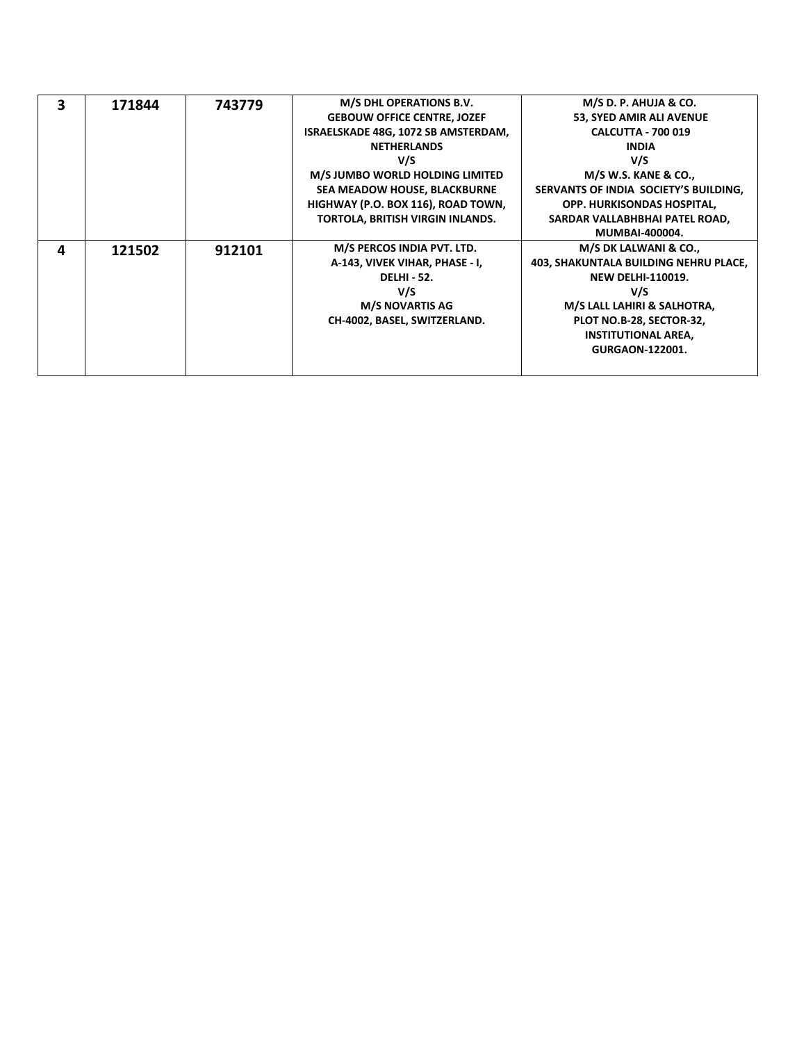| 3 | 171844 | 743779 | M/S DHL OPERATIONS B.V.<br>GEBOUW OFFICE CENTRE, JOZEF ISRAELSKADE 48G, 1072 SB AMSTERDAM, NETHERLANDS<br>V/S<br>M/S JUMBO WORLD HOLDING LIMITED<br>SEA MEADOW HOUSE, BLACKBURNE HIGHWAY (P.O. BOX 116), ROAD TOWN, TORTOLA, BRITISH VIRGIN INLANDS. | M/S D. P. AHUJA & CO.<br>53, SYED AMIR ALI AVENUE<br>CALCUTTA - 700 019<br>INDIA<br>V/S<br>M/S W.S. KANE & CO.,<br>SERVANTS OF INDIA SOCIETY'S BUILDING, OPP. HURKISONDAS HOSPITAL, SARDAR VALLABHBHAI PATEL ROAD, MUMBAI-400004. |
|---|---|---|---|---|
| 4 | 121502 | 912101 | M/S PERCOS INDIA PVT. LTD.<br>A-143, VIVEK VIHAR, PHASE - I, DELHI - 52.<br>V/S<br>M/S NOVARTIS AG<br>CH-4002, BASEL, SWITZERLAND. | M/S DK LALWANI & CO.,<br>403, SHAKUNTALA BUILDING NEHRU PLACE, NEW DELHI-110019.<br>V/S<br>M/S LALL LAHIRI & SALHOTRA,<br>PLOT NO.B-28, SECTOR-32, INSTITUTIONAL AREA, GURGAON-122001. |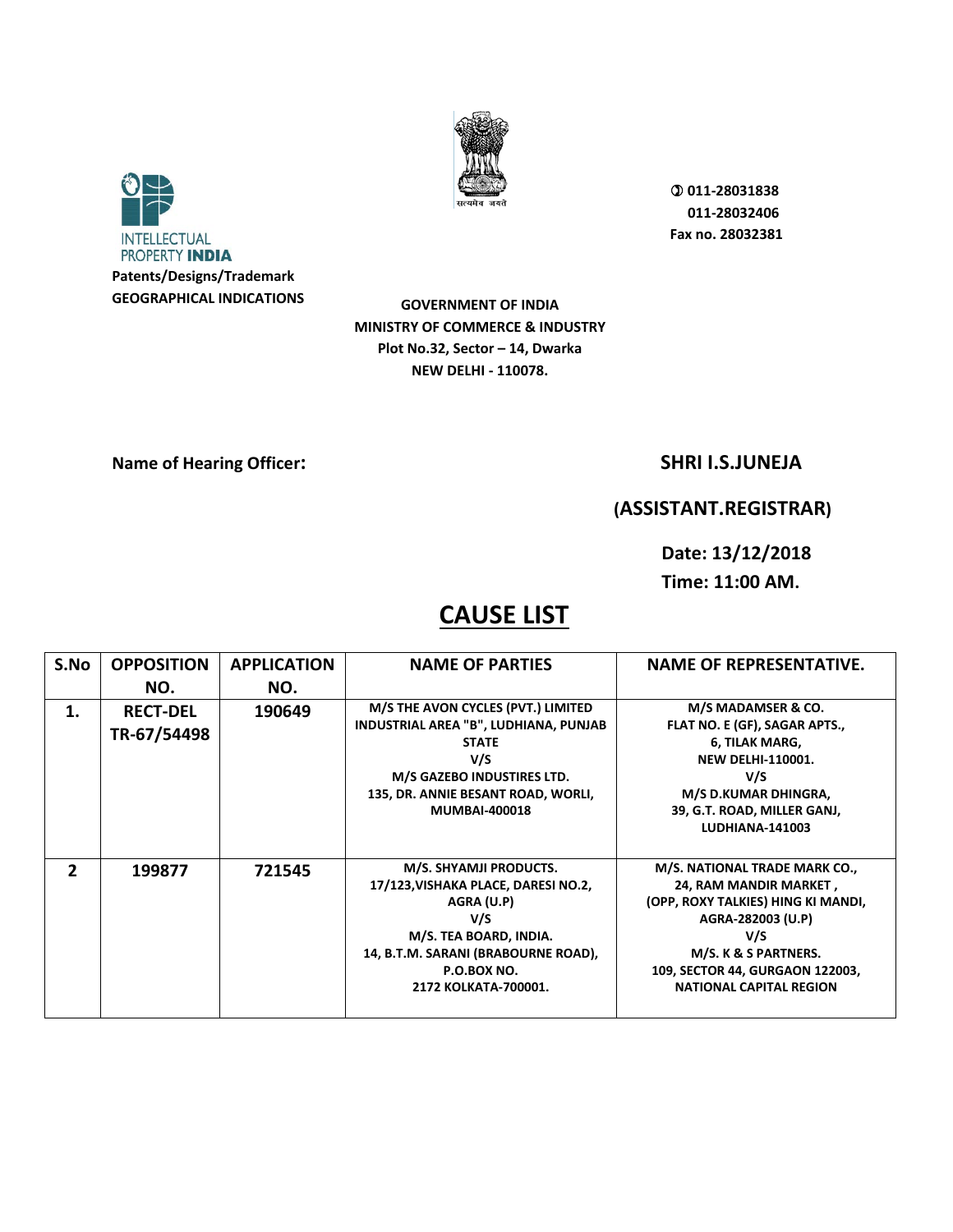INTELLECTUAL PROPERTY **INDIA**

**Patents/Designs/Trademark**
**GEOGRAPHICAL INDICATIONS**

सत्यमेव जयते

**011-28031838**
**011-28032406**
**Fax no. 28032381**

**GOVERNMENT OF INDIA**
**MINISTRY OF COMMERCE & INDUSTRY**
**Plot No.32, Sector – 14, Dwarka**
**NEW DELHI - 110078.**

**Name of Hearing Officer:** **SHRI I.S.JUNEJA**

**(ASSISTANT.REGISTRAR)**

**Date: 13/12/2018**
**Time: 11:00 AM.**

# CAUSE LIST

| S.No | OPPOSITION NO. | APPLICATION NO. | NAME OF PARTIES | NAME OF REPRESENTATIVE. |
|---|---|---|---|---|
| 1. | RECT-DEL TR-67/54498 | 190649 | M/S THE AVON CYCLES (PVT.) LIMITED INDUSTRIAL AREA "B", LUDHIANA, PUNJAB STATE V/S M/S GAZEBO INDUSTIRES LTD. 135, DR. ANNIE BESANT ROAD, WORLI, MUMBAI-400018 | M/S MADAMSER & CO. FLAT NO. E (GF), SAGAR APTS., 6, TILAK MARG, NEW DELHI-110001. V/S M/S D.KUMAR DHINGRA, 39, G.T. ROAD, MILLER GANJ, LUDHIANA-141003 |
| 2 | 199877 | 721545 | M/S. SHYAMJI PRODUCTS. 17/123,VISHAKA PLACE, DARESI NO.2, AGRA (U.P) V/S M/S. TEA BOARD, INDIA. 14, B.T.M. SARANI (BRABOURNE ROAD), P.O.BOX NO. 2172 KOLKATA-700001. | M/S. NATIONAL TRADE MARK CO., 24, RAM MANDIR MARKET , (OPP, ROXY TALKIES) HING KI MANDI, AGRA-282003 (U.P) V/S M/S. K & S PARTNERS. 109, SECTOR 44, GURGAON 122003, NATIONAL CAPITAL REGION |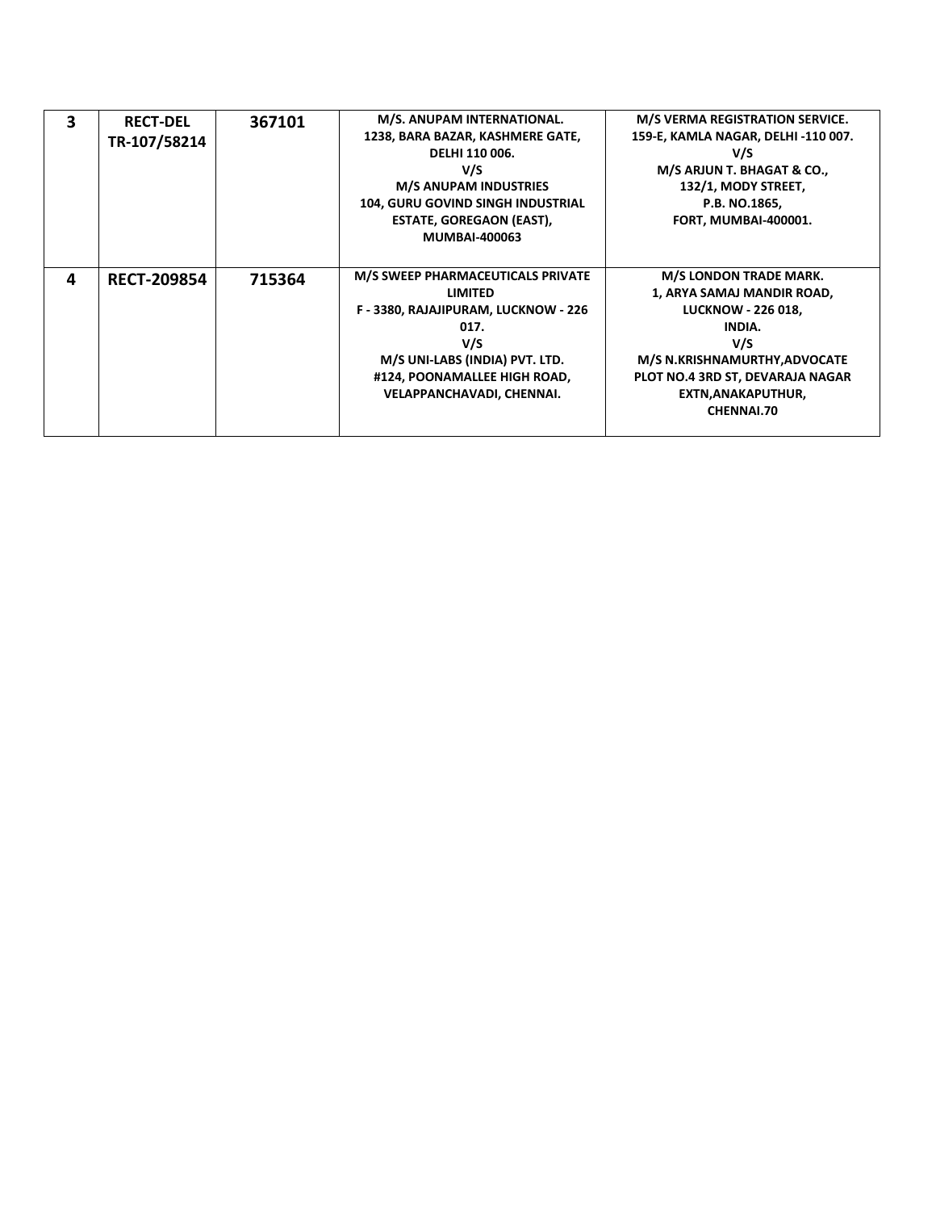| 3 | RECT-DEL TR-107/58214 | 367101 | M/S. ANUPAM INTERNATIONAL. 1238, BARA BAZAR, KASHMERE GATE, DELHI 110 006. V/S M/S ANUPAM INDUSTRIES 104, GURU GOVIND SINGH INDUSTRIAL ESTATE, GOREGAON (EAST), MUMBAI-400063 | M/S VERMA REGISTRATION SERVICE. 159-E, KAMLA NAGAR, DELHI -110 007. V/S M/S ARJUN T. BHAGAT & CO., 132/1, MODY STREET, P.B. NO.1865, FORT, MUMBAI-400001. |
|---|---|---|---|---|
| 4 | RECT-209854 | 715364 | M/S SWEEP PHARMACEUTICALS PRIVATE LIMITED F - 3380, RAJAJIPURAM, LUCKNOW - 226 017. V/S M/S UNI-LABS (INDIA) PVT. LTD. #124, POONAMALLEE HIGH ROAD, VELAPPANCHAVADI, CHENNAI. | M/S LONDON TRADE MARK. 1, ARYA SAMAJ MANDIR ROAD, LUCKNOW - 226 018, INDIA. V/S M/S N.KRISHNAMURTHY,ADVOCATE PLOT NO.4 3RD ST, DEVARAJA NAGAR EXTN,ANAKAPUTHUR, CHENNAI.70 |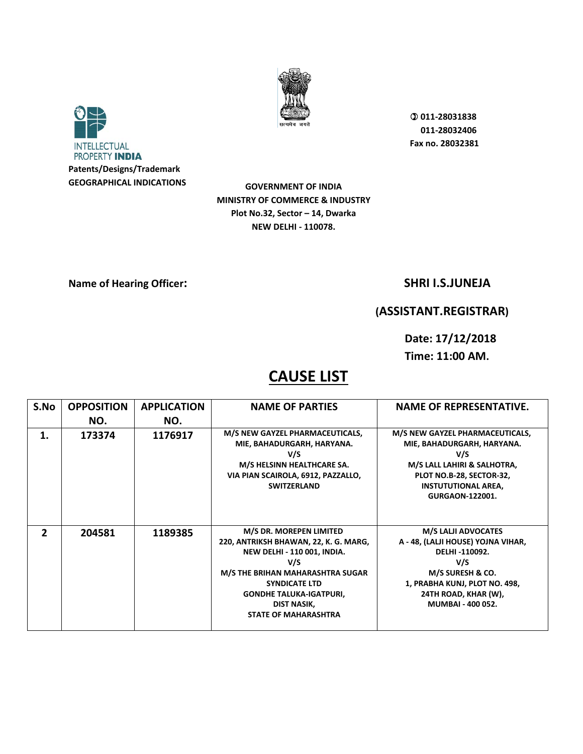INTELLECTUAL PROPERTY INDIA

**Patents/Designs/Trademark**
**GEOGRAPHICAL INDICATIONS**

सत्यमेव जयते

**011-28031838**
**011-28032406**
**Fax no. 28032381**

**GOVERNMENT OF INDIA**
**MINISTRY OF COMMERCE & INDUSTRY**
**Plot No.32, Sector – 14, Dwarka**
**NEW DELHI - 110078.**

**Name of Hearing Officer:** **SHRI I.S.JUNEJA**

**(ASSISTANT.REGISTRAR)**

**Date: 17/12/2018**
**Time: 11:00 AM.**

# CAUSE LIST

| S.No | OPPOSITION NO. | APPLICATION NO. | NAME OF PARTIES | NAME OF REPRESENTATIVE. |
|---|---|---|---|---|
| 1. | 173374 | 1176917 | M/S NEW GAYZEL PHARMACEUTICALS, MIE, BAHADURGARH, HARYANA. V/S M/S HELSINN HEALTHCARE SA. VIA PIAN SCAIROLA, 6912, PAZZALLO, SWITZERLAND | M/S NEW GAYZEL PHARMACEUTICALS, MIE, BAHADURGARH, HARYANA. V/S M/S LALL LAHIRI & SALHOTRA, PLOT NO.B-28, SECTOR-32, INSTUTUTIONAL AREA, GURGAON-122001. |
| 2 | 204581 | 1189385 | M/S DR. MOREPEN LIMITED 220, ANTRIKSH BHAWAN, 22, K. G. MARG, NEW DELHI - 110 001, INDIA. V/S M/S THE BRIHAN MAHARASHTRA SUGAR SYNDICATE LTD GONDHE TALUKA-IGATPURI, DIST NASIK, STATE OF MAHARASHTRA | M/S LALJI ADVOCATES A - 48, (LALJI HOUSE) YOJNA VIHAR, DELHI -110092. V/S M/S SURESH & CO. 1, PRABHA KUNJ, PLOT NO. 498, 24TH ROAD, KHAR (W), MUMBAI - 400 052. |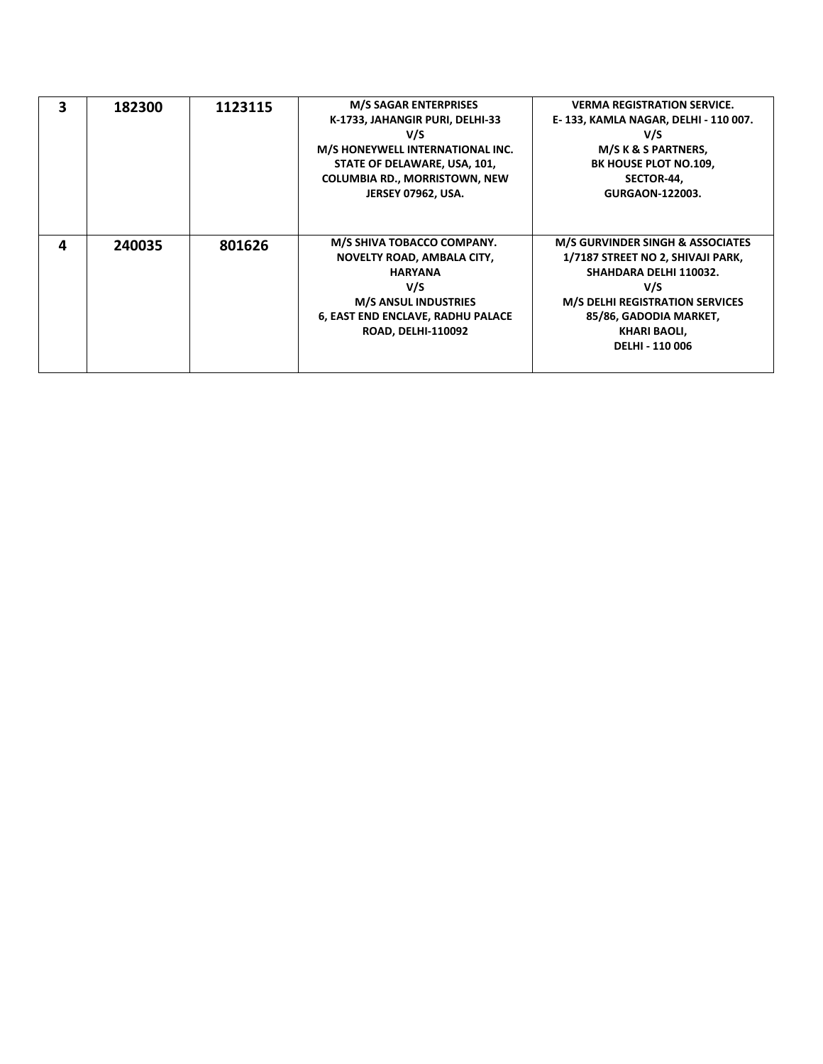| 3 | 182300 | 1123115 | M/S SAGAR ENTERPRISES<br>K-1733, JAHANGIR PURI, DELHI-33<br>V/S<br>M/S HONEYWELL INTERNATIONAL INC.<br>STATE OF DELAWARE, USA, 101,<br>COLUMBIA RD., MORRISTOWN, NEW JERSEY 07962, USA. | VERMA REGISTRATION SERVICE.<br>E- 133, KAMLA NAGAR, DELHI - 110 007.<br>V/S<br>M/S K & S PARTNERS,<br>BK HOUSE PLOT NO.109,<br>SECTOR-44,<br>GURGAON-122003. |
|---|---|---|---|---|
| 4 | 240035 | 801626 | M/S SHIVA TOBACCO COMPANY.<br>NOVELTY ROAD, AMBALA CITY,<br>HARYANA<br>V/S<br>M/S ANSUL INDUSTRIES<br>6, EAST END ENCLAVE, RADHU PALACE ROAD, DELHI-110092 | M/S GURVINDER SINGH & ASSOCIATES<br>1/7187 STREET NO 2, SHIVAJI PARK,<br>SHAHDARA DELHI 110032.<br>V/S<br>M/S DELHI REGISTRATION SERVICES<br>85/86, GADODIA MARKET,<br>KHARI BAOLI,<br>DELHI - 110 006 |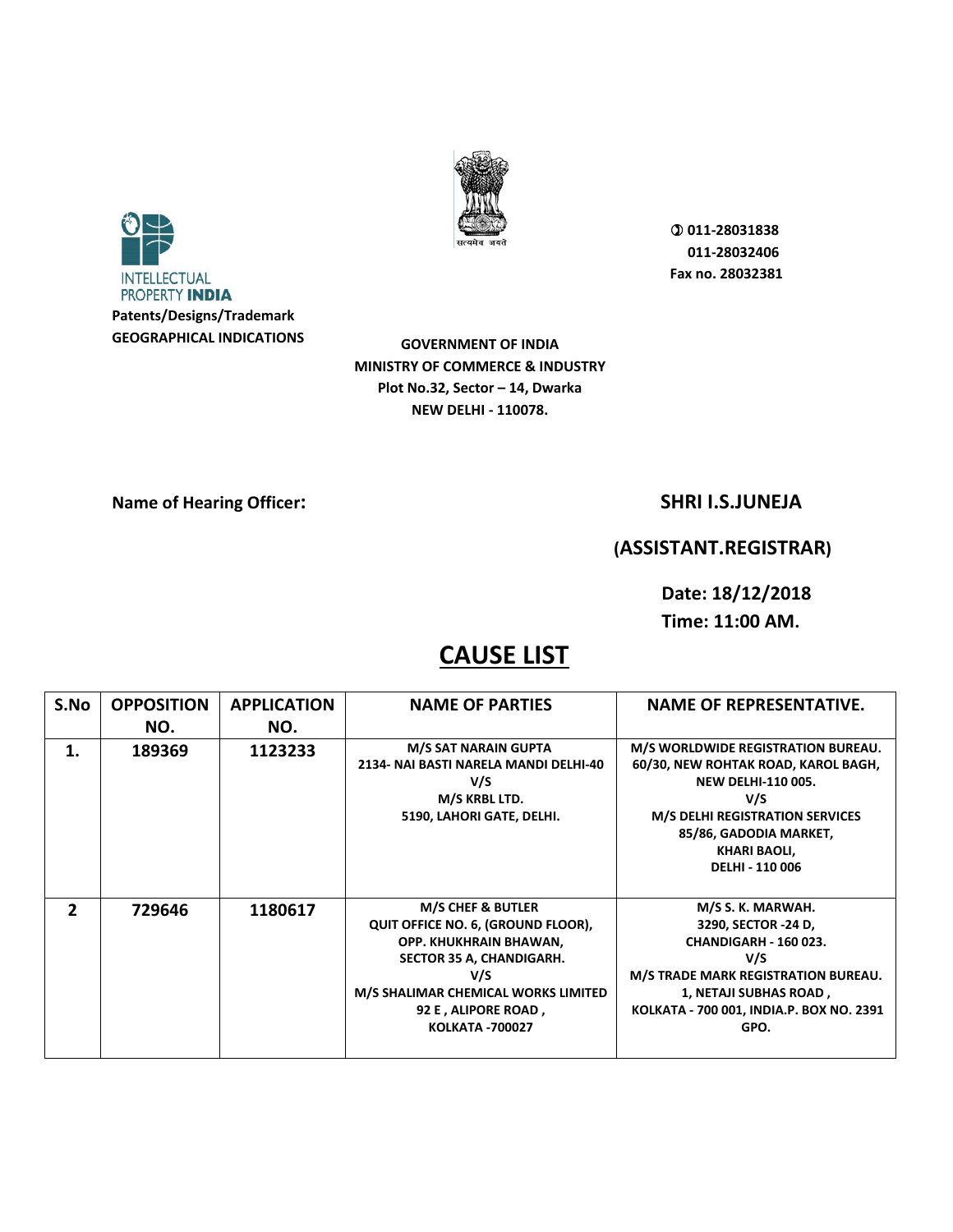INTELLECTUAL PROPERTY **INDIA**

**Patents/Designs/Trademark**
**GEOGRAPHICAL INDICATIONS**

सत्यमेव जयते

**011-28031838**
**011-28032406**
**Fax no. 28032381**

**GOVERNMENT OF INDIA**
**MINISTRY OF COMMERCE & INDUSTRY**
**Plot No.32, Sector – 14, Dwarka**
**NEW DELHI - 110078.**

**Name of Hearing Officer:** **SHRI I.S.JUNEJA**

**(ASSISTANT.REGISTRAR)**

**Date: 18/12/2018**
**Time: 11:00 AM.**

# CAUSE LIST

| S.No | OPPOSITION NO. | APPLICATION NO. | NAME OF PARTIES | NAME OF REPRESENTATIVE. |
|---|---|---|---|---|
| 1. | 189369 | 1123233 | M/S SAT NARAIN GUPTA<br>2134- NAI BASTI NARELA MANDI DELHI-40<br>V/S<br>M/S KRBL LTD.<br>5190, LAHORI GATE, DELHI. | M/S WORLDWIDE REGISTRATION BUREAU.<br>60/30, NEW ROHTAK ROAD, KAROL BAGH,<br>NEW DELHI-110 005.<br>V/S<br>M/S DELHI REGISTRATION SERVICES<br>85/86, GADODIA MARKET,<br>KHARI BAOLI,<br>DELHI - 110 006 |
| 2 | 729646 | 1180617 | M/S CHEF & BUTLER<br>QUIT OFFICE NO. 6, (GROUND FLOOR),<br>OPP. KHUKHRAIN BHAWAN,<br>SECTOR 35 A, CHANDIGARH.<br>V/S<br>M/S SHALIMAR CHEMICAL WORKS LIMITED<br>92 E , ALIPORE ROAD ,<br>KOLKATA -700027 | M/S S. K. MARWAH.<br>3290, SECTOR -24 D,<br>CHANDIGARH - 160 023.<br>V/S<br>M/S TRADE MARK REGISTRATION BUREAU.<br>1, NETAJI SUBHAS ROAD ,<br>KOLKATA - 700 001, INDIA.P. BOX NO. 2391<br>GPO. |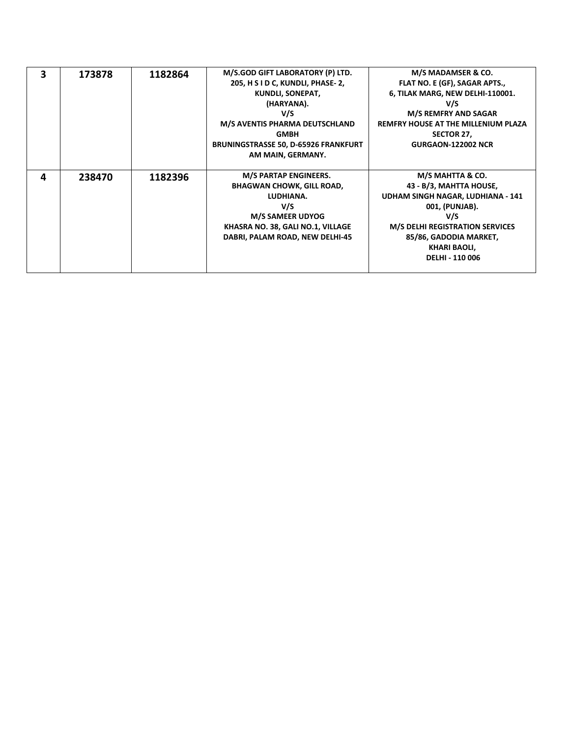| 3 | 173878 | 1182864 | M/S.GOD GIFT LABORATORY (P) LTD.<br>205, H S I D C, KUNDLI, PHASE- 2,<br>KUNDLI, SONEPAT,<br>(HARYANA).<br>V/S<br>M/S AVENTIS PHARMA DEUTSCHLAND GMBH<br>BRUNINGSTRASSE 50, D-65926 FRANKFURT AM MAIN, GERMANY. | M/S MADAMSER & CO.<br>FLAT NO. E (GF), SAGAR APTS.,<br>6, TILAK MARG, NEW DELHI-110001.<br>V/S<br>M/S REMFRY AND SAGAR<br>REMFRY HOUSE AT THE MILLENIUM PLAZA<br>SECTOR 27,<br>GURGAON-122002 NCR |
|---|---|---|---|---|
| 4 | 238470 | 1182396 | M/S PARTAP ENGINEERS.<br>BHAGWAN CHOWK, GILL ROAD,<br>LUDHIANA.<br>V/S<br>M/S SAMEER UDYOG<br>KHASRA NO. 38, GALI NO.1, VILLAGE DABRI, PALAM ROAD, NEW DELHI-45 | M/S MAHTTA & CO.<br>43 - B/3, MAHTTA HOUSE,<br>UDHAM SINGH NAGAR, LUDHIANA - 141 001, (PUNJAB).<br>V/S<br>M/S DELHI REGISTRATION SERVICES<br>85/86, GADODIA MARKET,<br>KHARI BAOLI,<br>DELHI - 110 006 |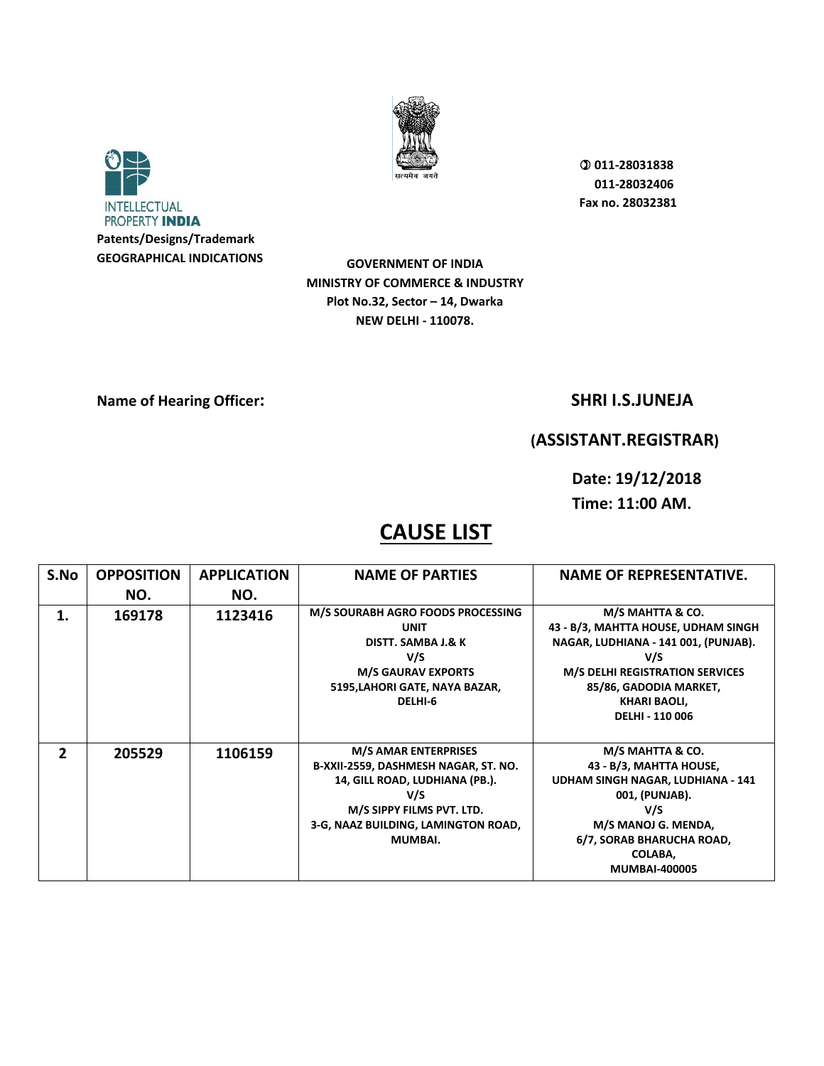INTELLECTUAL PROPERTY **INDIA**

**Patents/Designs/Trademark**
**GEOGRAPHICAL INDICATIONS**

**011-28031838**
**011-28032406**
**Fax no. 28032381**

**GOVERNMENT OF INDIA**
**MINISTRY OF COMMERCE & INDUSTRY**
**Plot No.32, Sector – 14, Dwarka**
**NEW DELHI - 110078.**

**Name of Hearing Officer:** **SHRI I.S.JUNEJA**

**(ASSISTANT.REGISTRAR)**

**Date: 19/12/2018**
**Time: 11:00 AM.**

## CAUSE LIST

| S.No | OPPOSITION NO. | APPLICATION NO. | NAME OF PARTIES | NAME OF REPRESENTATIVE. |
|---|---|---|---|---|
| 1. | 169178 | 1123416 | M/S SOURABH AGRO FOODS PROCESSING UNIT DISTT. SAMBA J.& K V/S M/S GAURAV EXPORTS 5195,LAHORI GATE, NAYA BAZAR, DELHI-6 | M/S MAHTTA & CO. 43 - B/3, MAHTTA HOUSE, UDHAM SINGH NAGAR, LUDHIANA - 141 001, (PUNJAB). V/S M/S DELHI REGISTRATION SERVICES 85/86, GADODIA MARKET, KHARI BAOLI, DELHI - 110 006 |
| 2 | 205529 | 1106159 | M/S AMAR ENTERPRISES B-XXII-2559, DASHMESH NAGAR, ST. NO. 14, GILL ROAD, LUDHIANA (PB.). V/S M/S SIPPY FILMS PVT. LTD. 3-G, NAAZ BUILDING, LAMINGTON ROAD, MUMBAI. | M/S MAHTTA & CO. 43 - B/3, MAHTTA HOUSE, UDHAM SINGH NAGAR, LUDHIANA - 141 001, (PUNJAB). V/S M/S MANOJ G. MENDA, 6/7, SORAB BHARUCHA ROAD, COLABA, MUMBAI-400005 |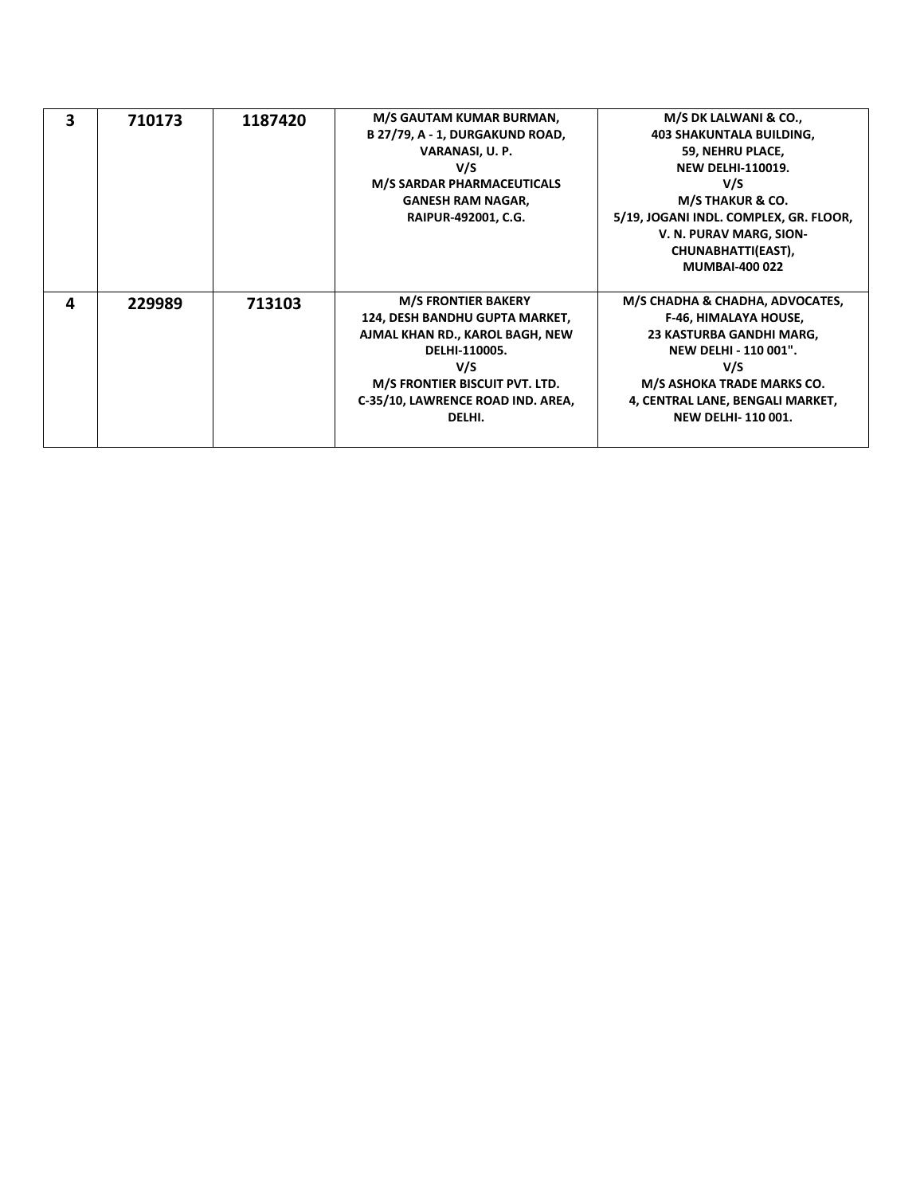| | | | | |
|---|---|---|---|---|
| **3** | **710173** | **1187420** | **M/S GAUTAM KUMAR BURMAN,**<br>**B 27/79, A - 1, DURGAKUND ROAD,**<br>**VARANASI, U. P.**<br>**V/S**<br>**M/S SARDAR PHARMACEUTICALS**<br>**GANESH RAM NAGAR,**<br>**RAIPUR-492001, C.G.** | **M/S DK LALWANI & CO.,**<br>**403 SHAKUNTALA BUILDING,**<br>**59, NEHRU PLACE,**<br>**NEW DELHI-110019.**<br>**V/S**<br>**M/S THAKUR & CO.**<br>**5/19, JOGANI INDL. COMPLEX, GR. FLOOR,**<br>**V. N. PURAV MARG, SION-**<br>**CHUNABHATTI(EAST),**<br>**MUMBAI-400 022** |
| **4** | **229989** | **713103** | **M/S FRONTIER BAKERY**<br>**124, DESH BANDHU GUPTA MARKET,**<br>**AJMAL KHAN RD., KAROL BAGH, NEW**<br>**DELHI-110005.**<br>**V/S**<br>**M/S FRONTIER BISCUIT PVT. LTD.**<br>**C-35/10, LAWRENCE ROAD IND. AREA,**<br>**DELHI.** | **M/S CHADHA & CHADHA, ADVOCATES,**<br>**F-46, HIMALAYA HOUSE,**<br>**23 KASTURBA GANDHI MARG,**<br>**NEW DELHI - 110 001".**<br>**V/S**<br>**M/S ASHOKA TRADE MARKS CO.**<br>**4, CENTRAL LANE, BENGALI MARKET,**<br>**NEW DELHI- 110 001.** |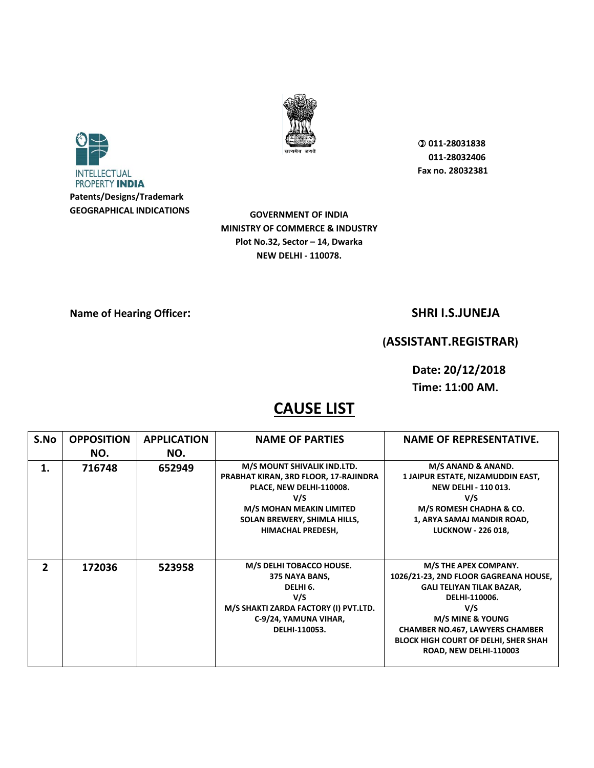INTELLECTUAL PROPERTY **INDIA**

**Patents/Designs/Trademark**
**GEOGRAPHICAL INDICATIONS**

सत्यमेव जयते

**✆ 011-28031838**
**011-28032406**
**Fax no. 28032381**

**GOVERNMENT OF INDIA**
**MINISTRY OF COMMERCE & INDUSTRY**
**Plot No.32, Sector – 14, Dwarka**
**NEW DELHI - 110078.**

**Name of Hearing Officer:** **SHRI I.S.JUNEJA**

**(ASSISTANT.REGISTRAR)**

**Date: 20/12/2018**
**Time: 11:00 AM.**

# CAUSE LIST

| S.No | OPPOSITION NO. | APPLICATION NO. | NAME OF PARTIES | NAME OF REPRESENTATIVE. |
|---|---|---|---|---|
| 1. | 716748 | 652949 | M/S MOUNT SHIVALIK IND.LTD. PRABHAT KIRAN, 3RD FLOOR, 17-RAJINDRA PLACE, NEW DELHI-110008. V/S M/S MOHAN MEAKIN LIMITED SOLAN BREWERY, SHIMLA HILLS, HIMACHAL PREDESH, | M/S ANAND & ANAND. 1 JAIPUR ESTATE, NIZAMUDDIN EAST, NEW DELHI - 110 013. V/S M/S ROMESH CHADHA & CO. 1, ARYA SAMAJ MANDIR ROAD, LUCKNOW - 226 018, |
| 2 | 172036 | 523958 | M/S DELHI TOBACCO HOUSE. 375 NAYA BANS, DELHI 6. V/S M/S SHAKTI ZARDA FACTORY (I) PVT.LTD. C-9/24, YAMUNA VIHAR, DELHI-110053. | M/S THE APEX COMPANY. 1026/21-23, 2ND FLOOR GAGREANA HOUSE, GALI TELIYAN TILAK BAZAR, DELHI-110006. V/S M/S MINE & YOUNG CHAMBER NO.467, LAWYERS CHAMBER BLOCK HIGH COURT OF DELHI, SHER SHAH ROAD, NEW DELHI-110003 |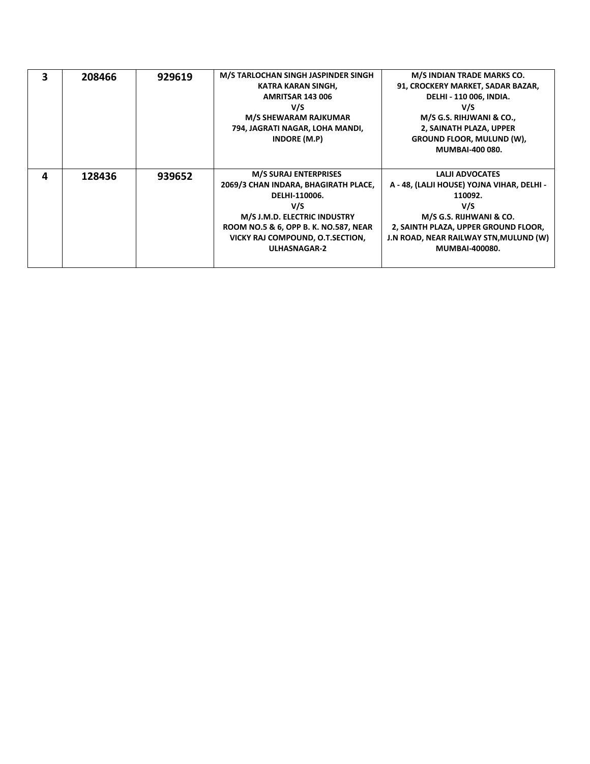| 3 | 208466 | 929619 | M/S TARLOCHAN SINGH JASPINDER SINGH<br>KATRA KARAN SINGH,<br>AMRITSAR 143 006<br>V/S<br>M/S SHEWARAM RAJKUMAR<br>794, JAGRATI NAGAR, LOHA MANDI,<br>INDORE (M.P) | M/S INDIAN TRADE MARKS CO.<br>91, CROCKERY MARKET, SADAR BAZAR,<br>DELHI - 110 006, INDIA.<br>V/S<br>M/S G.S. RIHJWANI & CO.,<br>2, SAINATH PLAZA, UPPER<br>GROUND FLOOR, MULUND (W),<br>MUMBAI-400 080. |
|---|---|---|---|---|
| 4 | 128436 | 939652 | M/S SURAJ ENTERPRISES<br>2069/3 CHAN INDARA, BHAGIRATH PLACE,<br>DELHI-110006.<br>V/S<br>M/S J.M.D. ELECTRIC INDUSTRY<br>ROOM NO.5 & 6, OPP B. K. NO.587, NEAR<br>VICKY RAJ COMPOUND, O.T.SECTION,<br>ULHASNAGAR-2 | LALJI ADVOCATES<br>A - 48, (LALJI HOUSE) YOJNA VIHAR, DELHI -<br>110092.<br>V/S<br>M/S G.S. RIJHWANI & CO.<br>2, SAINTH PLAZA, UPPER GROUND FLOOR,<br>J.N ROAD, NEAR RAILWAY STN,MULUND (W)<br>MUMBAI-400080. |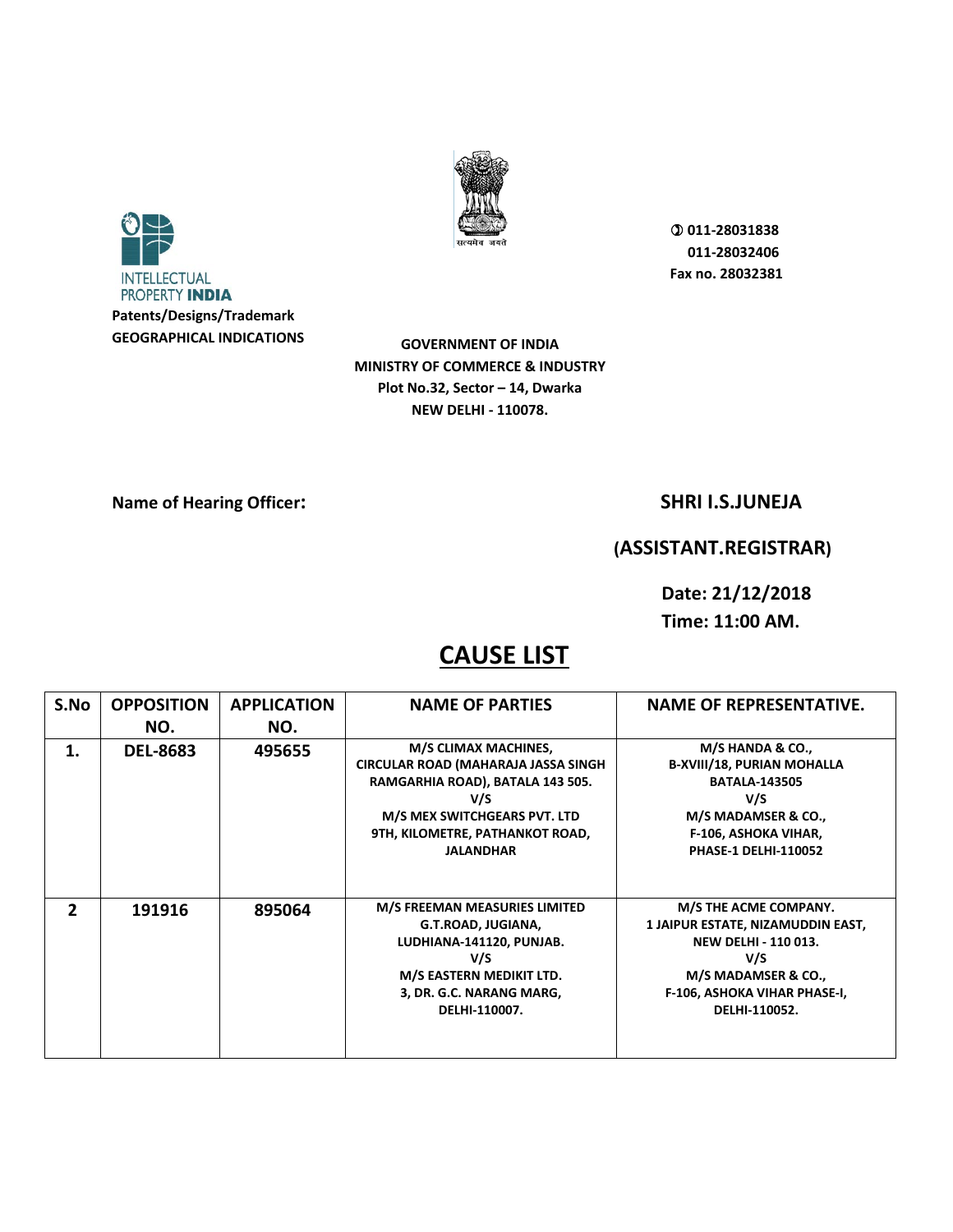INTELLECTUAL PROPERTY **INDIA**

**Patents/Designs/Trademark**
**GEOGRAPHICAL INDICATIONS**

**011-28031838**
**011-28032406**
**Fax no. 28032381**

**GOVERNMENT OF INDIA**
**MINISTRY OF COMMERCE & INDUSTRY**
**Plot No.32, Sector – 14, Dwarka**
**NEW DELHI - 110078.**

**Name of Hearing Officer:** **SHRI I.S.JUNEJA**

**(ASSISTANT.REGISTRAR)**

**Date: 21/12/2018**
**Time: 11:00 AM.**

# CAUSE LIST

| S.No | OPPOSITION NO. | APPLICATION NO. | NAME OF PARTIES | NAME OF REPRESENTATIVE. |
|---|---|---|---|---|
| 1. | DEL-8683 | 495655 | M/S CLIMAX MACHINES, CIRCULAR ROAD (MAHARAJA JASSA SINGH RAMGARHIA ROAD), BATALA 143 505. V/S M/S MEX SWITCHGEARS PVT. LTD 9TH, KILOMETRE, PATHANKOT ROAD, JALANDHAR | M/S HANDA & CO., B-XVIII/18, PURIAN MOHALLA BATALA-143505 V/S M/S MADAMSER & CO., F-106, ASHOKA VIHAR, PHASE-1 DELHI-110052 |
| 2 | 191916 | 895064 | M/S FREEMAN MEASURIES LIMITED G.T.ROAD, JUGIANA, LUDHIANA-141120, PUNJAB. V/S M/S EASTERN MEDIKIT LTD. 3, DR. G.C. NARANG MARG, DELHI-110007. | M/S THE ACME COMPANY. 1 JAIPUR ESTATE, NIZAMUDDIN EAST, NEW DELHI - 110 013. V/S M/S MADAMSER & CO., F-106, ASHOKA VIHAR PHASE-I, DELHI-110052. |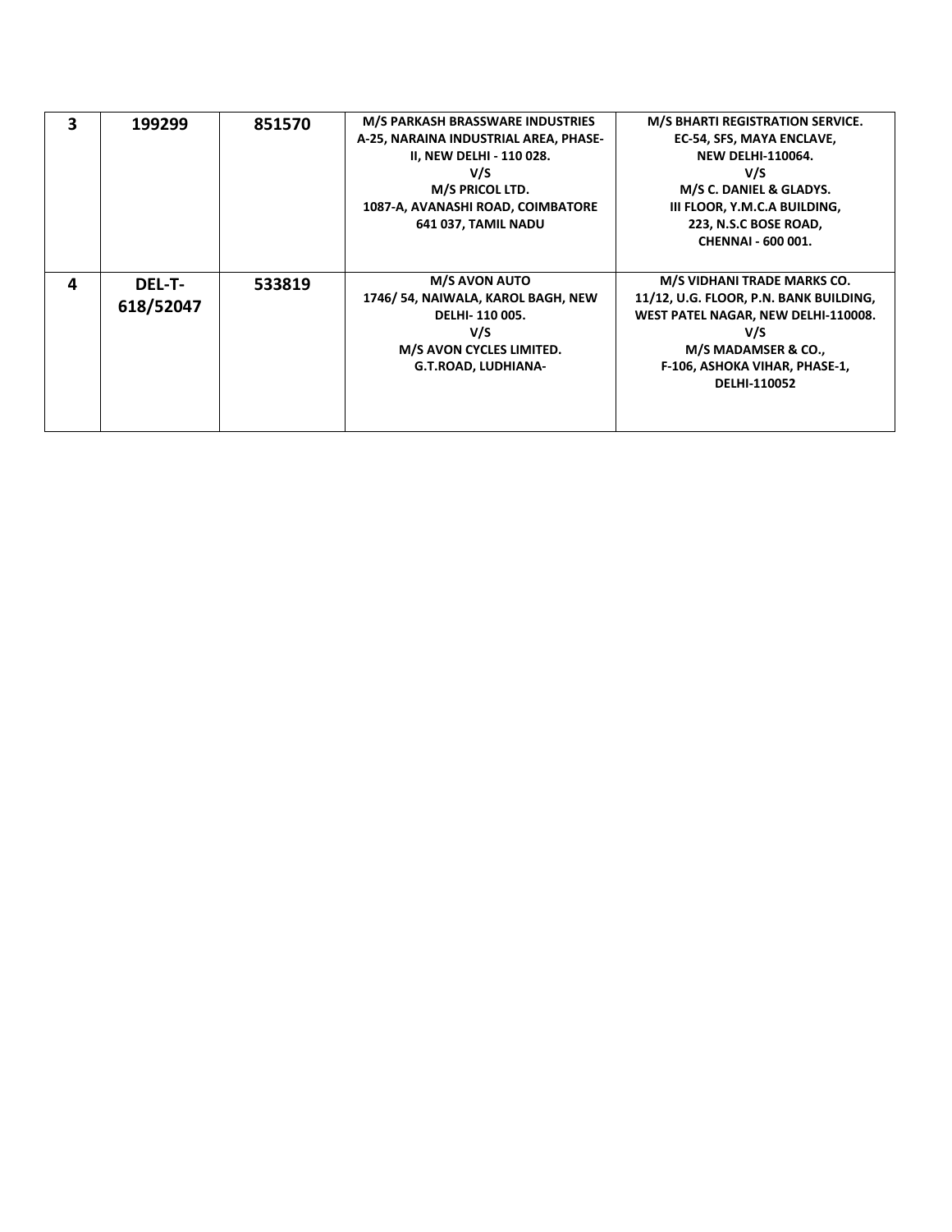| | | | | |
|---|---|---|---|---|
| 3 | 199299 | 851570 | M/S PARKASH BRASSWARE INDUSTRIES<br>A-25, NARAINA INDUSTRIAL AREA, PHASE-II, NEW DELHI - 110 028.<br>V/S<br>M/S PRICOL LTD.<br>1087-A, AVANASHI ROAD, COIMBATORE 641 037, TAMIL NADU | M/S BHARTI REGISTRATION SERVICE.<br>EC-54, SFS, MAYA ENCLAVE,<br>NEW DELHI-110064.<br>V/S<br>M/S C. DANIEL & GLADYS.<br>III FLOOR, Y.M.C.A BUILDING,<br>223, N.S.C BOSE ROAD,<br>CHENNAI - 600 001. |
| 4 | DEL-T-618/52047 | 533819 | M/S AVON AUTO<br>1746/ 54, NAIWALA, KAROL BAGH, NEW DELHI- 110 005.<br>V/S<br>M/S AVON CYCLES LIMITED.<br>G.T.ROAD, LUDHIANA- | M/S VIDHANI TRADE MARKS CO.<br>11/12, U.G. FLOOR, P.N. BANK BUILDING,<br>WEST PATEL NAGAR, NEW DELHI-110008.<br>V/S<br>M/S MADAMSER & CO.,<br>F-106, ASHOKA VIHAR, PHASE-1,<br>DELHI-110052 |